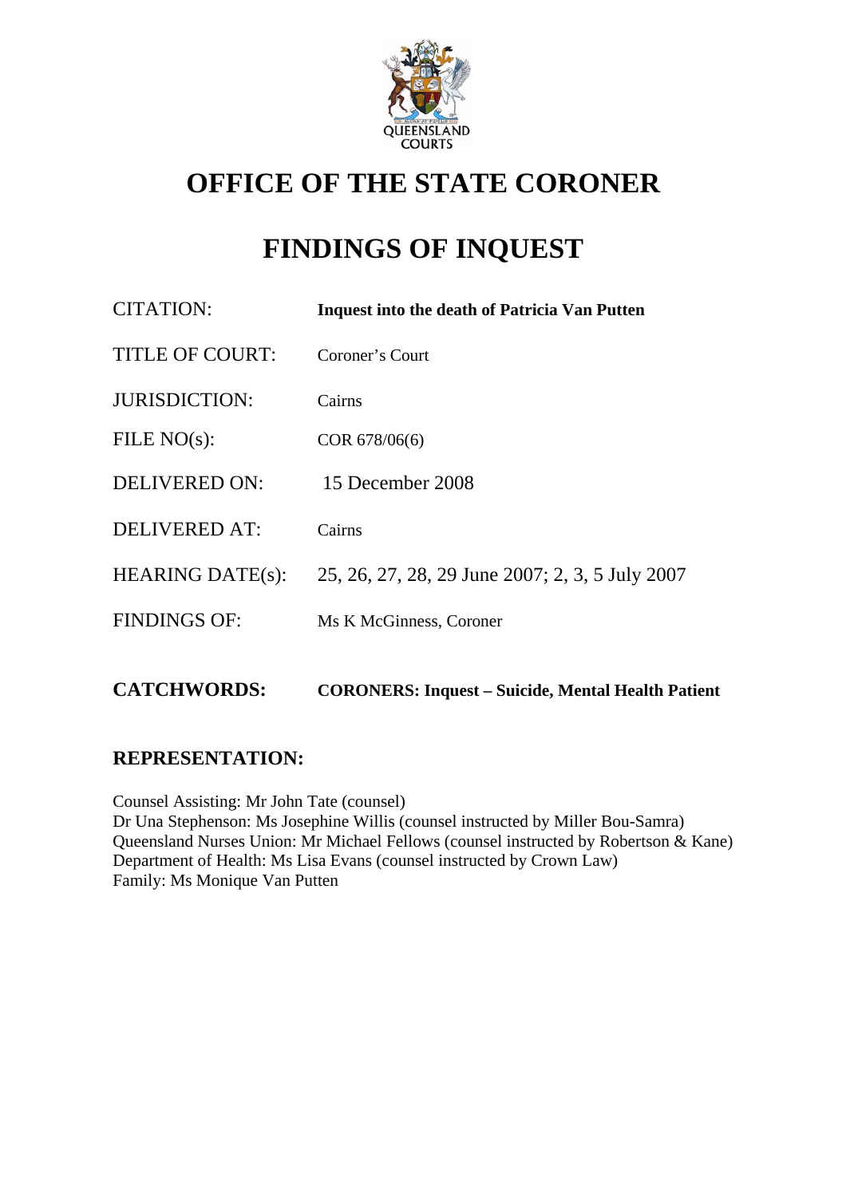# OFFICE OF THE STATE CORONER

# FINDINGS OF INQUEST

| | |
|---|---|
| CITATION: | **Inquest into the death of Patricia Van Putten** |
| TITLE OF COURT: | Coroner's Court |
| JURISDICTION: | Cairns |
| FILE NO(s): | COR 678/06(6) |
| DELIVERED ON: | 15 December 2008 |
| DELIVERED AT: | Cairns |
| HEARING DATE(s): | 25, 26, 27, 28, 29 June 2007; 2, 3, 5 July 2007 |
| FINDINGS OF: | Ms K McGinness, Coroner |
| **CATCHWORDS:** | **CORONERS: Inquest – Suicide, Mental Health Patient** |

## REPRESENTATION:

Counsel Assisting: Mr John Tate (counsel)
Dr Una Stephenson: Ms Josephine Willis (counsel instructed by Miller Bou-Samra)
Queensland Nurses Union: Mr Michael Fellows (counsel instructed by Robertson & Kane)
Department of Health: Ms Lisa Evans (counsel instructed by Crown Law)
Family: Ms Monique Van Putten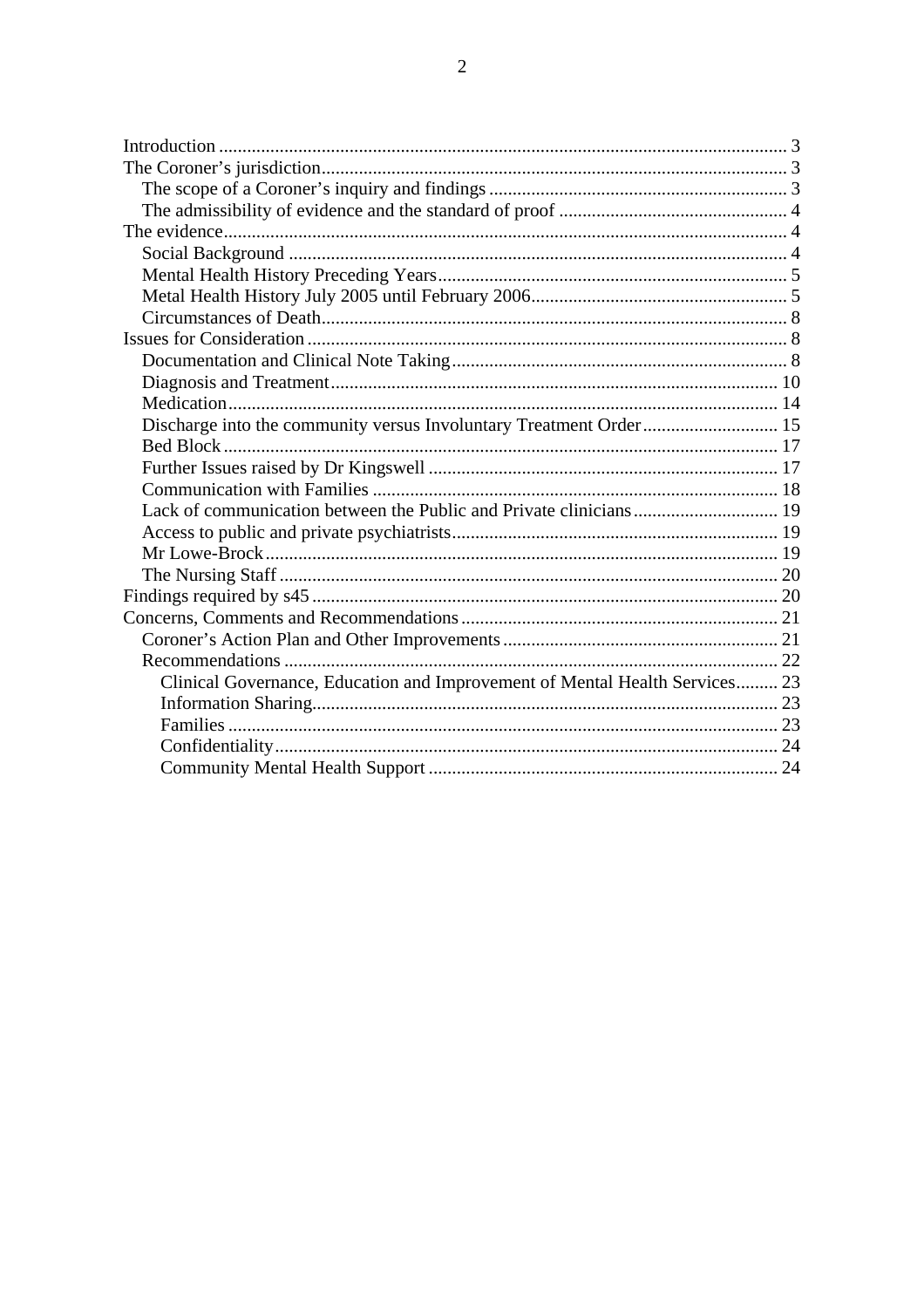Introduction ........................................................................................................................ 3
The Coroner's jurisdiction.................................................................................................. 3
  The scope of a Coroner's inquiry and findings ............................................................... 3
  The admissibility of evidence and the standard of proof ................................................ 4
The evidence........................................................................................................................ 4
  Social Background ......................................................................................................... 4
  Mental Health History Preceding Years.......................................................................... 5
  Metal Health History July 2005 until February 2006...................................................... 5
  Circumstances of Death.................................................................................................. 8
Issues for Consideration ..................................................................................................... 8
  Documentation and Clinical Note Taking....................................................................... 8
  Diagnosis and Treatment............................................................................................... 10
  Medication.................................................................................................................... 14
  Discharge into the community versus Involuntary Treatment Order ............................ 15
  Bed Block ..................................................................................................................... 17
  Further Issues raised by Dr Kingswell .......................................................................... 17
  Communication with Families ..................................................................................... 18
  Lack of communication between the Public and Private clinicians .............................. 19
  Access to public and private psychiatrists..................................................................... 19
  Mr Lowe-Brock............................................................................................................. 19
  The Nursing Staff ......................................................................................................... 20
Findings required by s45 .................................................................................................. 20
Concerns, Comments and Recommendations ................................................................... 21
  Coroner's Action Plan and Other Improvements .......................................................... 21
  Recommendations ........................................................................................................ 22
    Clinical Governance, Education and Improvement of Mental Health Services......... 23
    Information Sharing.................................................................................................. 23
    Families .................................................................................................................... 23
    Confidentiality.......................................................................................................... 24
    Community Mental Health Support .......................................................................... 24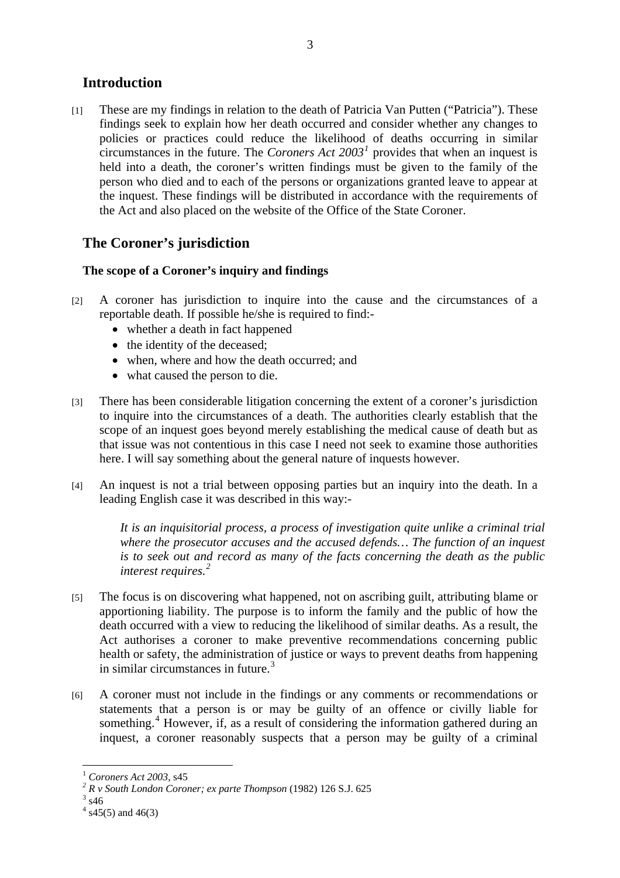## Introduction

[1] These are my findings in relation to the death of Patricia Van Putten ("Patricia"). These findings seek to explain how her death occurred and consider whether any changes to policies or practices could reduce the likelihood of deaths occurring in similar circumstances in the future. The *Coroners Act 2003*[1] provides that when an inquest is held into a death, the coroner's written findings must be given to the family of the person who died and to each of the persons or organizations granted leave to appear at the inquest. These findings will be distributed in accordance with the requirements of the Act and also placed on the website of the Office of the State Coroner.

## The Coroner's jurisdiction

### The scope of a Coroner's inquiry and findings

[2] A coroner has jurisdiction to inquire into the cause and the circumstances of a reportable death. If possible he/she is required to find:-

- whether a death in fact happened
- the identity of the deceased;
- when, where and how the death occurred; and
- what caused the person to die.

[3] There has been considerable litigation concerning the extent of a coroner's jurisdiction to inquire into the circumstances of a death. The authorities clearly establish that the scope of an inquest goes beyond merely establishing the medical cause of death but as that issue was not contentious in this case I need not seek to examine those authorities here. I will say something about the general nature of inquests however.

[4] An inquest is not a trial between opposing parties but an inquiry into the death. In a leading English case it was described in this way:-

> *It is an inquisitorial process, a process of investigation quite unlike a criminal trial where the prosecutor accuses and the accused defends… The function of an inquest is to seek out and record as many of the facts concerning the death as the public interest requires.*[2]

[5] The focus is on discovering what happened, not on ascribing guilt, attributing blame or apportioning liability. The purpose is to inform the family and the public of how the death occurred with a view to reducing the likelihood of similar deaths. As a result, the Act authorises a coroner to make preventive recommendations concerning public health or safety, the administration of justice or ways to prevent deaths from happening in similar circumstances in future.[3]

[6] A coroner must not include in the findings or any comments or recommendations or statements that a person is or may be guilty of an offence or civilly liable for something.[4] However, if, as a result of considering the information gathered during an inquest, a coroner reasonably suspects that a person may be guilty of a criminal

---

[1] *Coroners Act 2003*, s45

[2] *R v South London Coroner; ex parte Thompson* (1982) 126 S.J. 625

[3] s46

[4] s45(5) and 46(3)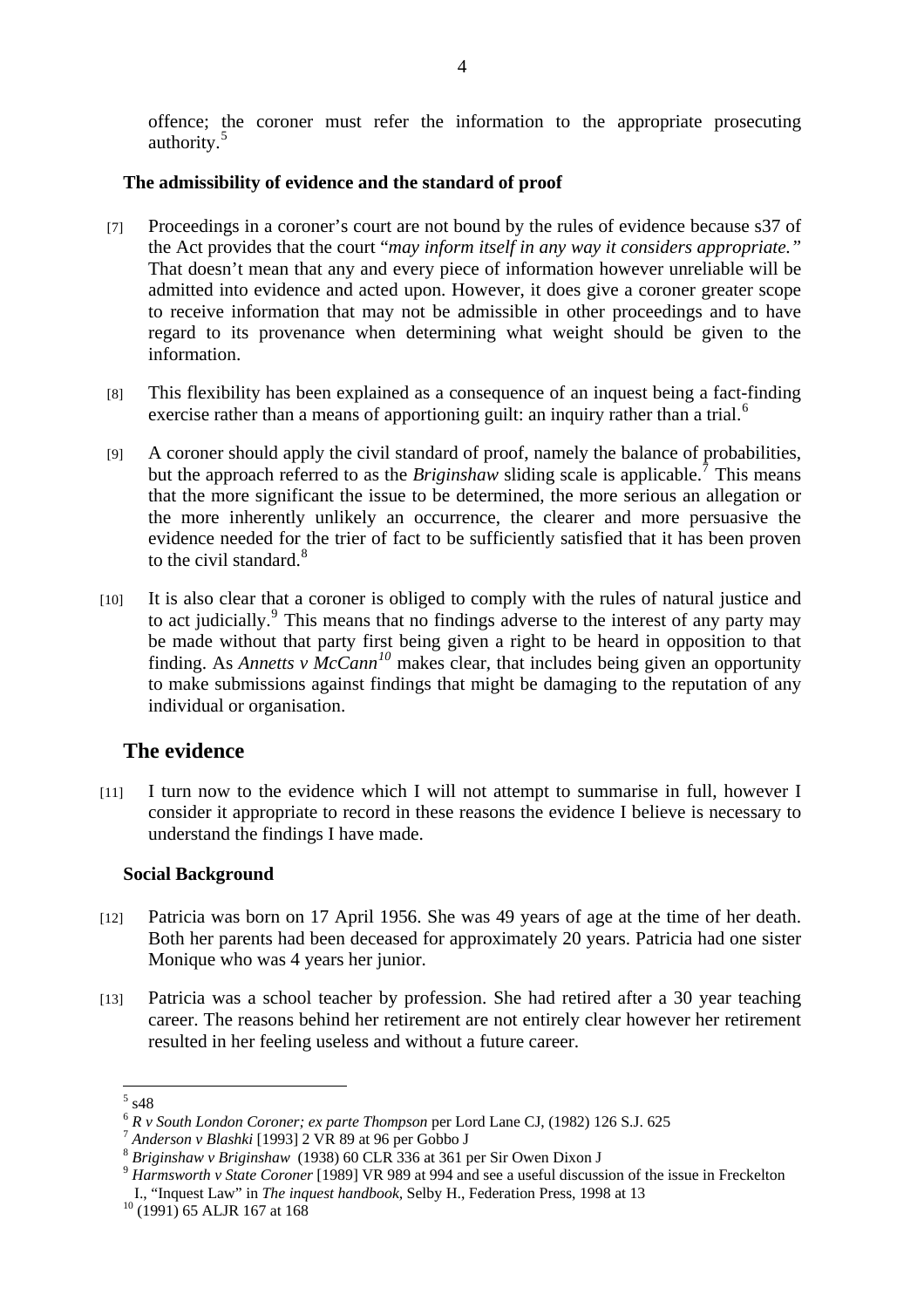offence; the coroner must refer the information to the appropriate prosecuting authority.[5]

### The admissibility of evidence and the standard of proof

[7] Proceedings in a coroner's court are not bound by the rules of evidence because s37 of the Act provides that the court "*may inform itself in any way it considers appropriate.*" That doesn't mean that any and every piece of information however unreliable will be admitted into evidence and acted upon. However, it does give a coroner greater scope to receive information that may not be admissible in other proceedings and to have regard to its provenance when determining what weight should be given to the information.

[8] This flexibility has been explained as a consequence of an inquest being a fact-finding exercise rather than a means of apportioning guilt: an inquiry rather than a trial.[6]

[9] A coroner should apply the civil standard of proof, namely the balance of probabilities, but the approach referred to as the *Briginshaw* sliding scale is applicable.[7] This means that the more significant the issue to be determined, the more serious an allegation or the more inherently unlikely an occurrence, the clearer and more persuasive the evidence needed for the trier of fact to be sufficiently satisfied that it has been proven to the civil standard.[8]

[10] It is also clear that a coroner is obliged to comply with the rules of natural justice and to act judicially.[9] This means that no findings adverse to the interest of any party may be made without that party first being given a right to be heard in opposition to that finding. As *Annetts v McCann*[10] makes clear, that includes being given an opportunity to make submissions against findings that might be damaging to the reputation of any individual or organisation.

## The evidence

[11] I turn now to the evidence which I will not attempt to summarise in full, however I consider it appropriate to record in these reasons the evidence I believe is necessary to understand the findings I have made.

### Social Background

[12] Patricia was born on 17 April 1956. She was 49 years of age at the time of her death. Both her parents had been deceased for approximately 20 years. Patricia had one sister Monique who was 4 years her junior.

[13] Patricia was a school teacher by profession. She had retired after a 30 year teaching career. The reasons behind her retirement are not entirely clear however her retirement resulted in her feeling useless and without a future career.

---

[5] s48

[6] *R v South London Coroner; ex parte Thompson* per Lord Lane CJ, (1982) 126 S.J. 625

[7] *Anderson v Blashki* [1993] 2 VR 89 at 96 per Gobbo J

[8] *Briginshaw v Briginshaw* (1938) 60 CLR 336 at 361 per Sir Owen Dixon J

[9] *Harmsworth v State Coroner* [1989] VR 989 at 994 and see a useful discussion of the issue in Freckelton I., "Inquest Law" in *The inquest handbook*, Selby H., Federation Press, 1998 at 13

[10] (1991) 65 ALJR 167 at 168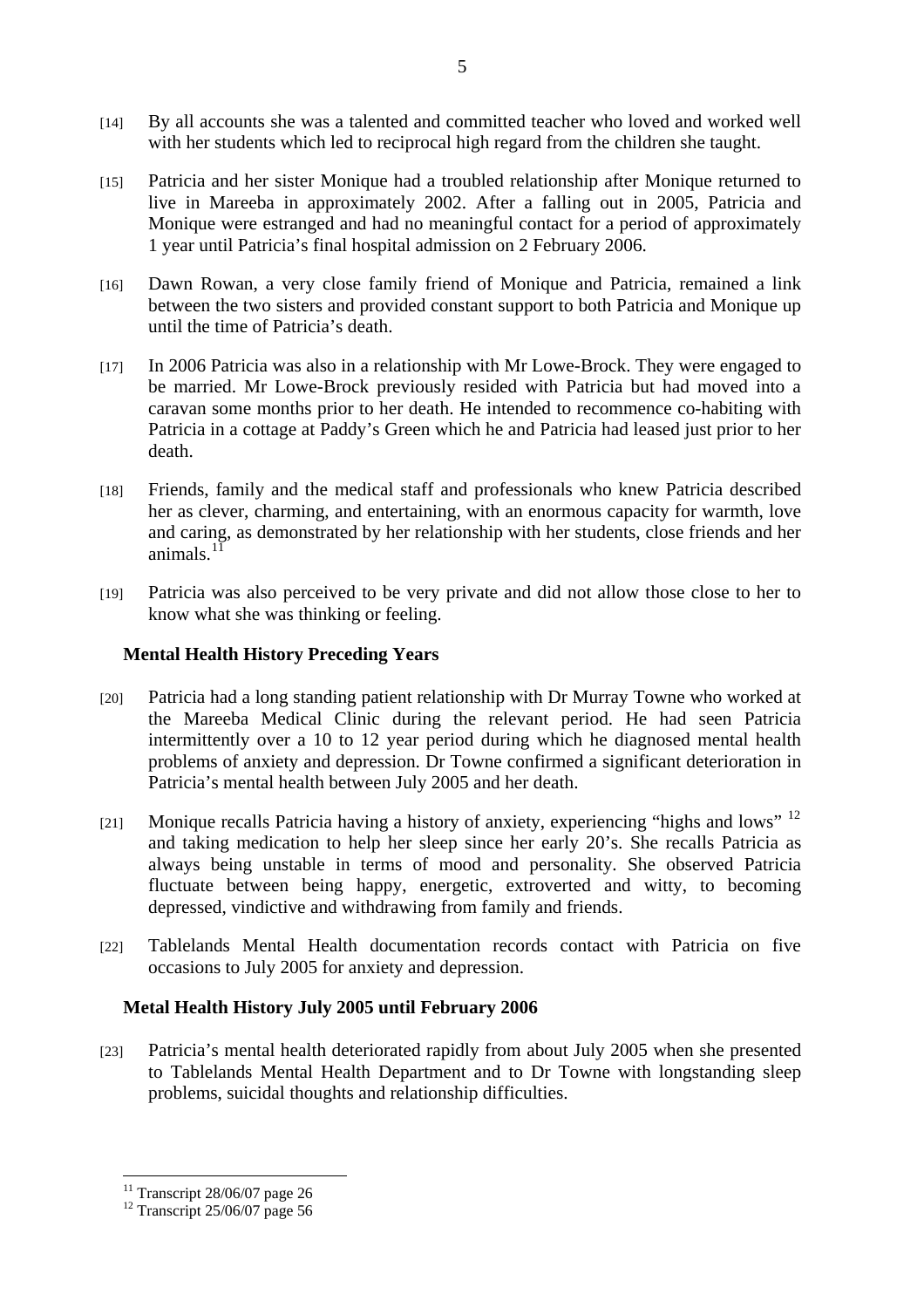[14] By all accounts she was a talented and committed teacher who loved and worked well with her students which led to reciprocal high regard from the children she taught.

[15] Patricia and her sister Monique had a troubled relationship after Monique returned to live in Mareeba in approximately 2002. After a falling out in 2005, Patricia and Monique were estranged and had no meaningful contact for a period of approximately 1 year until Patricia's final hospital admission on 2 February 2006.

[16] Dawn Rowan, a very close family friend of Monique and Patricia, remained a link between the two sisters and provided constant support to both Patricia and Monique up until the time of Patricia's death.

[17] In 2006 Patricia was also in a relationship with Mr Lowe-Brock. They were engaged to be married. Mr Lowe-Brock previously resided with Patricia but had moved into a caravan some months prior to her death. He intended to recommence co-habiting with Patricia in a cottage at Paddy's Green which he and Patricia had leased just prior to her death.

[18] Friends, family and the medical staff and professionals who knew Patricia described her as clever, charming, and entertaining, with an enormous capacity for warmth, love and caring, as demonstrated by her relationship with her students, close friends and her animals.[11]

[19] Patricia was also perceived to be very private and did not allow those close to her to know what she was thinking or feeling.

### Mental Health History Preceding Years

[20] Patricia had a long standing patient relationship with Dr Murray Towne who worked at the Mareeba Medical Clinic during the relevant period. He had seen Patricia intermittently over a 10 to 12 year period during which he diagnosed mental health problems of anxiety and depression. Dr Towne confirmed a significant deterioration in Patricia's mental health between July 2005 and her death.

[21] Monique recalls Patricia having a history of anxiety, experiencing "highs and lows" [12] and taking medication to help her sleep since her early 20's. She recalls Patricia as always being unstable in terms of mood and personality. She observed Patricia fluctuate between being happy, energetic, extroverted and witty, to becoming depressed, vindictive and withdrawing from family and friends.

[22] Tablelands Mental Health documentation records contact with Patricia on five occasions to July 2005 for anxiety and depression.

### Metal Health History July 2005 until February 2006

[23] Patricia's mental health deteriorated rapidly from about July 2005 when she presented to Tablelands Mental Health Department and to Dr Towne with longstanding sleep problems, suicidal thoughts and relationship difficulties.

---

[11] Transcript 28/06/07 page 26

[12] Transcript 25/06/07 page 56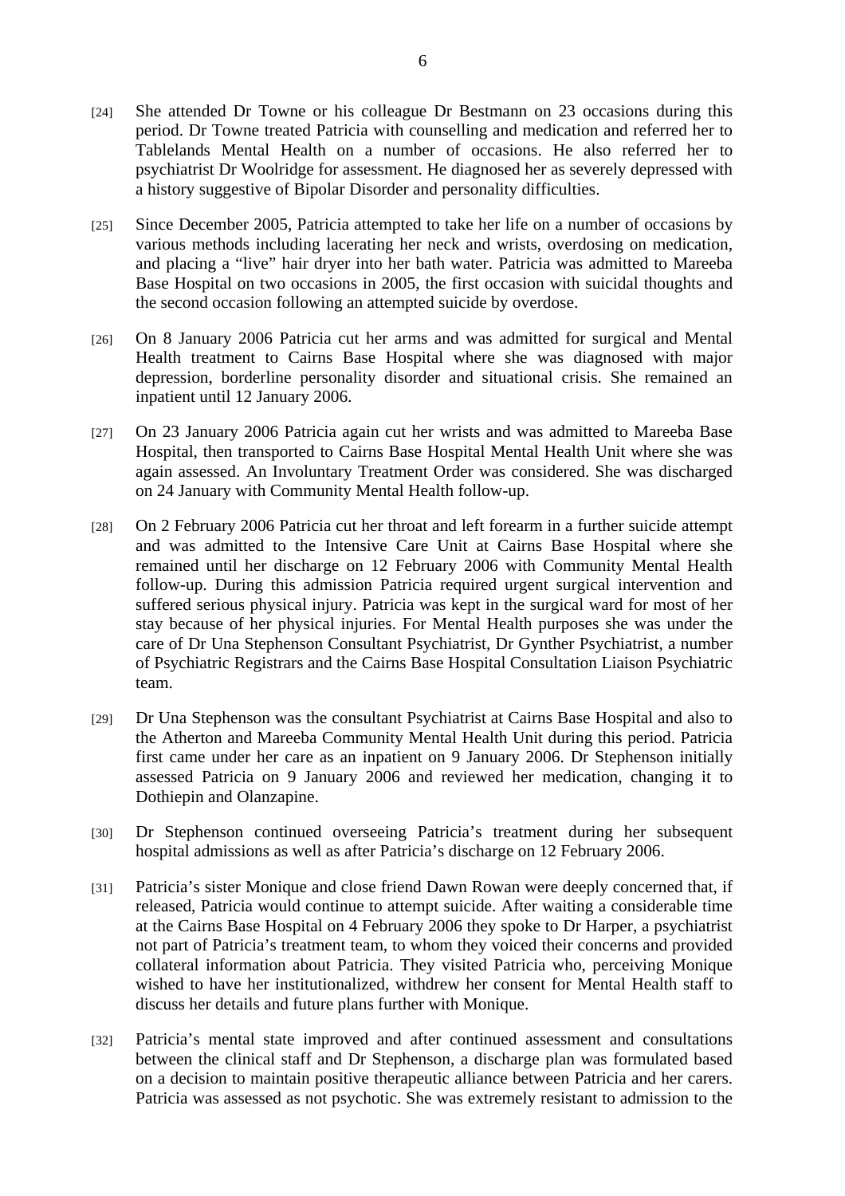[24] She attended Dr Towne or his colleague Dr Bestmann on 23 occasions during this period. Dr Towne treated Patricia with counselling and medication and referred her to Tablelands Mental Health on a number of occasions. He also referred her to psychiatrist Dr Woolridge for assessment. He diagnosed her as severely depressed with a history suggestive of Bipolar Disorder and personality difficulties.

[25] Since December 2005, Patricia attempted to take her life on a number of occasions by various methods including lacerating her neck and wrists, overdosing on medication, and placing a "live" hair dryer into her bath water. Patricia was admitted to Mareeba Base Hospital on two occasions in 2005, the first occasion with suicidal thoughts and the second occasion following an attempted suicide by overdose.

[26] On 8 January 2006 Patricia cut her arms and was admitted for surgical and Mental Health treatment to Cairns Base Hospital where she was diagnosed with major depression, borderline personality disorder and situational crisis. She remained an inpatient until 12 January 2006.

[27] On 23 January 2006 Patricia again cut her wrists and was admitted to Mareeba Base Hospital, then transported to Cairns Base Hospital Mental Health Unit where she was again assessed. An Involuntary Treatment Order was considered. She was discharged on 24 January with Community Mental Health follow-up.

[28] On 2 February 2006 Patricia cut her throat and left forearm in a further suicide attempt and was admitted to the Intensive Care Unit at Cairns Base Hospital where she remained until her discharge on 12 February 2006 with Community Mental Health follow-up. During this admission Patricia required urgent surgical intervention and suffered serious physical injury. Patricia was kept in the surgical ward for most of her stay because of her physical injuries. For Mental Health purposes she was under the care of Dr Una Stephenson Consultant Psychiatrist, Dr Gynther Psychiatrist, a number of Psychiatric Registrars and the Cairns Base Hospital Consultation Liaison Psychiatric team.

[29] Dr Una Stephenson was the consultant Psychiatrist at Cairns Base Hospital and also to the Atherton and Mareeba Community Mental Health Unit during this period. Patricia first came under her care as an inpatient on 9 January 2006. Dr Stephenson initially assessed Patricia on 9 January 2006 and reviewed her medication, changing it to Dothiepin and Olanzapine.

[30] Dr Stephenson continued overseeing Patricia's treatment during her subsequent hospital admissions as well as after Patricia's discharge on 12 February 2006.

[31] Patricia's sister Monique and close friend Dawn Rowan were deeply concerned that, if released, Patricia would continue to attempt suicide. After waiting a considerable time at the Cairns Base Hospital on 4 February 2006 they spoke to Dr Harper, a psychiatrist not part of Patricia's treatment team, to whom they voiced their concerns and provided collateral information about Patricia. They visited Patricia who, perceiving Monique wished to have her institutionalized, withdrew her consent for Mental Health staff to discuss her details and future plans further with Monique.

[32] Patricia's mental state improved and after continued assessment and consultations between the clinical staff and Dr Stephenson, a discharge plan was formulated based on a decision to maintain positive therapeutic alliance between Patricia and her carers. Patricia was assessed as not psychotic. She was extremely resistant to admission to the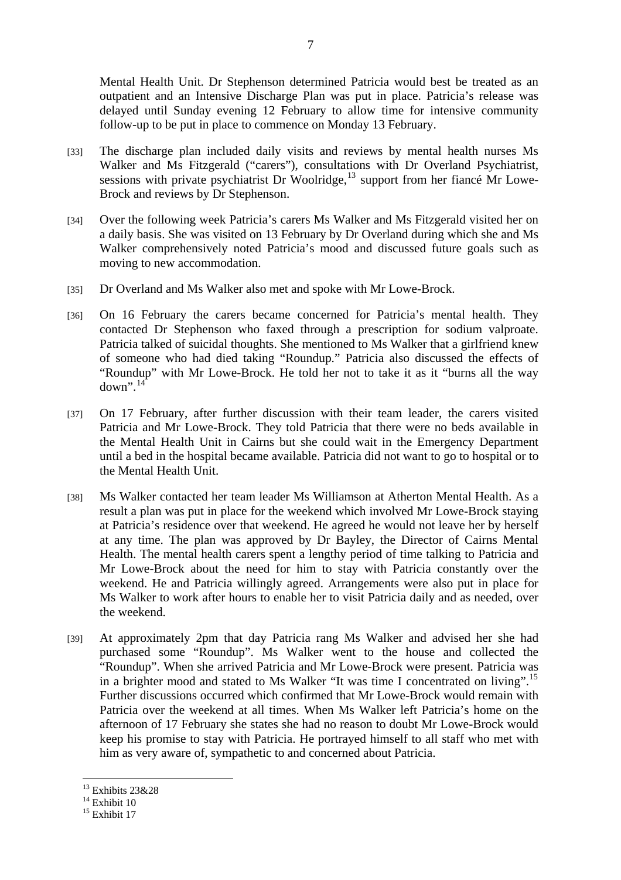Mental Health Unit. Dr Stephenson determined Patricia would best be treated as an outpatient and an Intensive Discharge Plan was put in place. Patricia's release was delayed until Sunday evening 12 February to allow time for intensive community follow-up to be put in place to commence on Monday 13 February.

[33] The discharge plan included daily visits and reviews by mental health nurses Ms Walker and Ms Fitzgerald ("carers"), consultations with Dr Overland Psychiatrist, sessions with private psychiatrist Dr Woolridge,[13] support from her fiancé Mr Lowe-Brock and reviews by Dr Stephenson.

[34] Over the following week Patricia's carers Ms Walker and Ms Fitzgerald visited her on a daily basis. She was visited on 13 February by Dr Overland during which she and Ms Walker comprehensively noted Patricia's mood and discussed future goals such as moving to new accommodation.

[35] Dr Overland and Ms Walker also met and spoke with Mr Lowe-Brock.

[36] On 16 February the carers became concerned for Patricia's mental health. They contacted Dr Stephenson who faxed through a prescription for sodium valproate. Patricia talked of suicidal thoughts. She mentioned to Ms Walker that a girlfriend knew of someone who had died taking "Roundup." Patricia also discussed the effects of "Roundup" with Mr Lowe-Brock. He told her not to take it as it "burns all the way down".[14]

[37] On 17 February, after further discussion with their team leader, the carers visited Patricia and Mr Lowe-Brock. They told Patricia that there were no beds available in the Mental Health Unit in Cairns but she could wait in the Emergency Department until a bed in the hospital became available. Patricia did not want to go to hospital or to the Mental Health Unit.

[38] Ms Walker contacted her team leader Ms Williamson at Atherton Mental Health. As a result a plan was put in place for the weekend which involved Mr Lowe-Brock staying at Patricia's residence over that weekend. He agreed he would not leave her by herself at any time. The plan was approved by Dr Bayley, the Director of Cairns Mental Health. The mental health carers spent a lengthy period of time talking to Patricia and Mr Lowe-Brock about the need for him to stay with Patricia constantly over the weekend. He and Patricia willingly agreed. Arrangements were also put in place for Ms Walker to work after hours to enable her to visit Patricia daily and as needed, over the weekend.

[39] At approximately 2pm that day Patricia rang Ms Walker and advised her she had purchased some "Roundup". Ms Walker went to the house and collected the "Roundup". When she arrived Patricia and Mr Lowe-Brock were present. Patricia was in a brighter mood and stated to Ms Walker "It was time I concentrated on living".[15] Further discussions occurred which confirmed that Mr Lowe-Brock would remain with Patricia over the weekend at all times. When Ms Walker left Patricia's home on the afternoon of 17 February she states she had no reason to doubt Mr Lowe-Brock would keep his promise to stay with Patricia. He portrayed himself to all staff who met with him as very aware of, sympathetic to and concerned about Patricia.

---

[13] Exhibits 23&28

[14] Exhibit 10

[15] Exhibit 17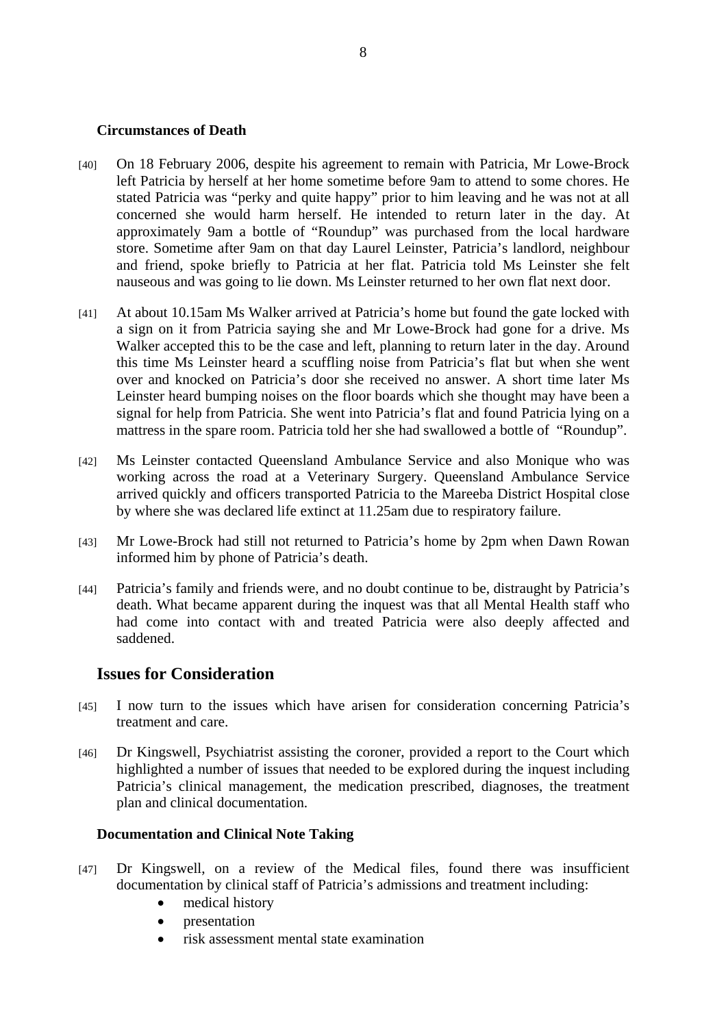### Circumstances of Death

[40] On 18 February 2006, despite his agreement to remain with Patricia, Mr Lowe-Brock left Patricia by herself at her home sometime before 9am to attend to some chores. He stated Patricia was "perky and quite happy" prior to him leaving and he was not at all concerned she would harm herself. He intended to return later in the day. At approximately 9am a bottle of "Roundup" was purchased from the local hardware store. Sometime after 9am on that day Laurel Leinster, Patricia's landlord, neighbour and friend, spoke briefly to Patricia at her flat. Patricia told Ms Leinster she felt nauseous and was going to lie down. Ms Leinster returned to her own flat next door.

[41] At about 10.15am Ms Walker arrived at Patricia's home but found the gate locked with a sign on it from Patricia saying she and Mr Lowe-Brock had gone for a drive. Ms Walker accepted this to be the case and left, planning to return later in the day. Around this time Ms Leinster heard a scuffling noise from Patricia's flat but when she went over and knocked on Patricia's door she received no answer. A short time later Ms Leinster heard bumping noises on the floor boards which she thought may have been a signal for help from Patricia. She went into Patricia's flat and found Patricia lying on a mattress in the spare room. Patricia told her she had swallowed a bottle of "Roundup".

[42] Ms Leinster contacted Queensland Ambulance Service and also Monique who was working across the road at a Veterinary Surgery. Queensland Ambulance Service arrived quickly and officers transported Patricia to the Mareeba District Hospital close by where she was declared life extinct at 11.25am due to respiratory failure.

[43] Mr Lowe-Brock had still not returned to Patricia's home by 2pm when Dawn Rowan informed him by phone of Patricia's death.

[44] Patricia's family and friends were, and no doubt continue to be, distraught by Patricia's death. What became apparent during the inquest was that all Mental Health staff who had come into contact with and treated Patricia were also deeply affected and saddened.

## Issues for Consideration

[45] I now turn to the issues which have arisen for consideration concerning Patricia's treatment and care.

[46] Dr Kingswell, Psychiatrist assisting the coroner, provided a report to the Court which highlighted a number of issues that needed to be explored during the inquest including Patricia's clinical management, the medication prescribed, diagnoses, the treatment plan and clinical documentation.

### Documentation and Clinical Note Taking

[47] Dr Kingswell, on a review of the Medical files, found there was insufficient documentation by clinical staff of Patricia's admissions and treatment including:

- medical history
- presentation
- risk assessment mental state examination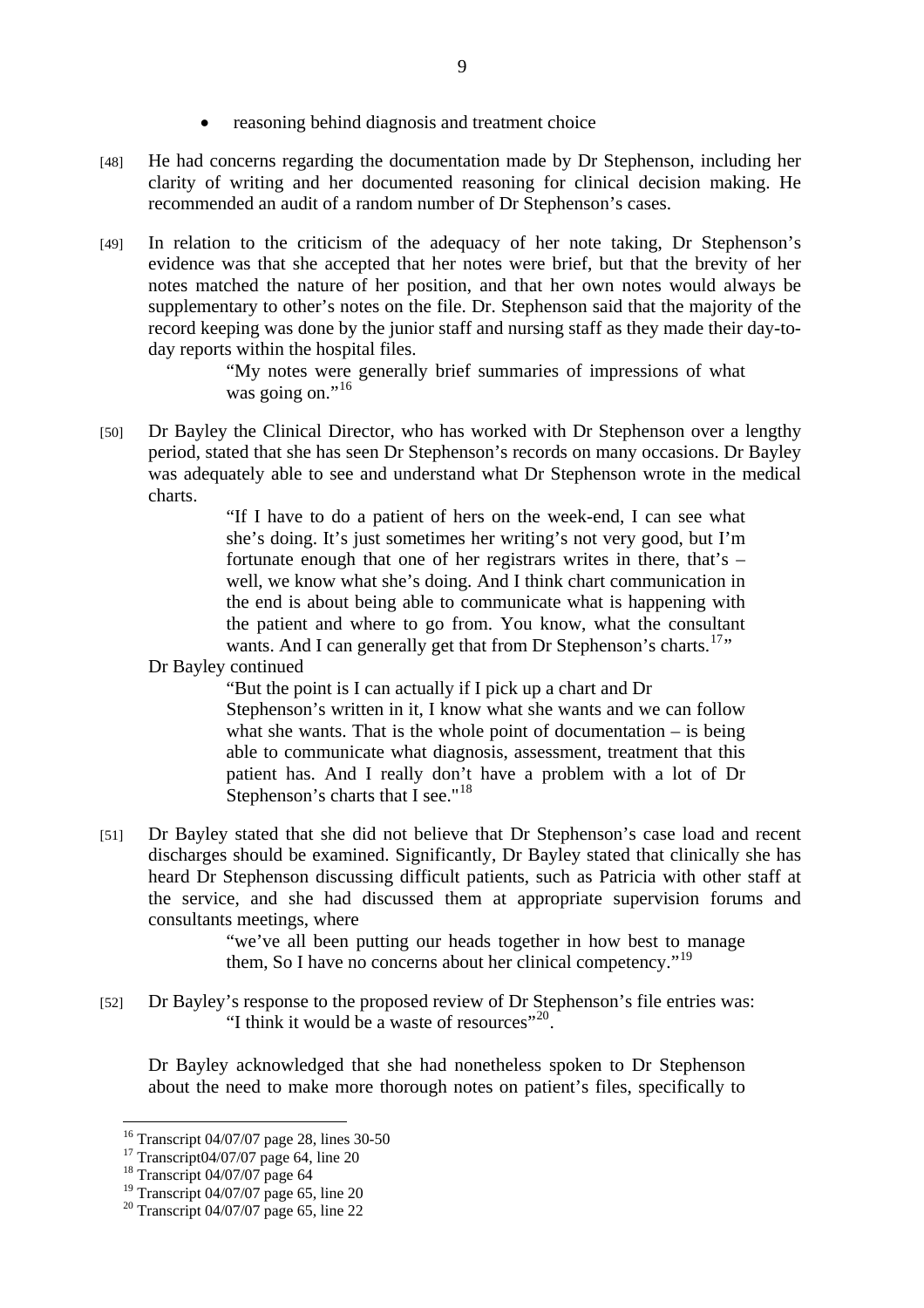- reasoning behind diagnosis and treatment choice

[48] He had concerns regarding the documentation made by Dr Stephenson, including her clarity of writing and her documented reasoning for clinical decision making. He recommended an audit of a random number of Dr Stephenson's cases.

[49] In relation to the criticism of the adequacy of her note taking, Dr Stephenson's evidence was that she accepted that her notes were brief, but that the brevity of her notes matched the nature of her position, and that her own notes would always be supplementary to other's notes on the file. Dr. Stephenson said that the majority of the record keeping was done by the junior staff and nursing staff as they made their day-to-day reports within the hospital files.

> "My notes were generally brief summaries of impressions of what was going on."[16]

[50] Dr Bayley the Clinical Director, who has worked with Dr Stephenson over a lengthy period, stated that she has seen Dr Stephenson's records on many occasions. Dr Bayley was adequately able to see and understand what Dr Stephenson wrote in the medical charts.

> "If I have to do a patient of hers on the week-end, I can see what she's doing. It's just sometimes her writing's not very good, but I'm fortunate enough that one of her registrars writes in there, that's – well, we know what she's doing. And I think chart communication in the end is about being able to communicate what is happening with the patient and where to go from. You know, what the consultant wants. And I can generally get that from Dr Stephenson's charts.[17]"

Dr Bayley continued

> "But the point is I can actually if I pick up a chart and Dr Stephenson's written in it, I know what she wants and we can follow what she wants. That is the whole point of documentation – is being able to communicate what diagnosis, assessment, treatment that this patient has. And I really don't have a problem with a lot of Dr Stephenson's charts that I see."[18]

[51] Dr Bayley stated that she did not believe that Dr Stephenson's case load and recent discharges should be examined. Significantly, Dr Bayley stated that clinically she has heard Dr Stephenson discussing difficult patients, such as Patricia with other staff at the service, and she had discussed them at appropriate supervision forums and consultants meetings, where

> "we've all been putting our heads together in how best to manage them, So I have no concerns about her clinical competency."[19]

[52] Dr Bayley's response to the proposed review of Dr Stephenson's file entries was:

> "I think it would be a waste of resources"[20].

Dr Bayley acknowledged that she had nonetheless spoken to Dr Stephenson about the need to make more thorough notes on patient's files, specifically to

---

[16] Transcript 04/07/07 page 28, lines 30-50
[17] Transcript04/07/07 page 64, line 20
[18] Transcript 04/07/07 page 64
[19] Transcript 04/07/07 page 65, line 20
[20] Transcript 04/07/07 page 65, line 22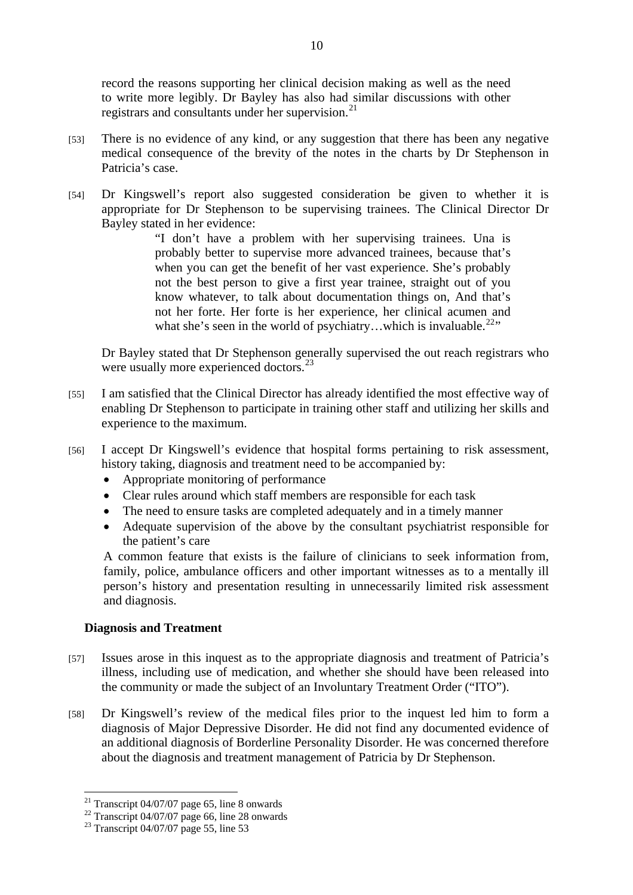record the reasons supporting her clinical decision making as well as the need to write more legibly. Dr Bayley has also had similar discussions with other registrars and consultants under her supervision.[21]

[53] There is no evidence of any kind, or any suggestion that there has been any negative medical consequence of the brevity of the notes in the charts by Dr Stephenson in Patricia's case.

[54] Dr Kingswell's report also suggested consideration be given to whether it is appropriate for Dr Stephenson to be supervising trainees. The Clinical Director Dr Bayley stated in her evidence:

> "I don't have a problem with her supervising trainees. Una is probably better to supervise more advanced trainees, because that's when you can get the benefit of her vast experience. She's probably not the best person to give a first year trainee, straight out of you know whatever, to talk about documentation things on, And that's not her forte. Her forte is her experience, her clinical acumen and what she's seen in the world of psychiatry…which is invaluable.[22]"

Dr Bayley stated that Dr Stephenson generally supervised the out reach registrars who were usually more experienced doctors.[23]

[55] I am satisfied that the Clinical Director has already identified the most effective way of enabling Dr Stephenson to participate in training other staff and utilizing her skills and experience to the maximum.

[56] I accept Dr Kingswell's evidence that hospital forms pertaining to risk assessment, history taking, diagnosis and treatment need to be accompanied by:

- Appropriate monitoring of performance
- Clear rules around which staff members are responsible for each task
- The need to ensure tasks are completed adequately and in a timely manner
- Adequate supervision of the above by the consultant psychiatrist responsible for the patient's care

A common feature that exists is the failure of clinicians to seek information from, family, police, ambulance officers and other important witnesses as to a mentally ill person's history and presentation resulting in unnecessarily limited risk assessment and diagnosis.

## Diagnosis and Treatment

[57] Issues arose in this inquest as to the appropriate diagnosis and treatment of Patricia's illness, including use of medication, and whether she should have been released into the community or made the subject of an Involuntary Treatment Order ("ITO").

[58] Dr Kingswell's review of the medical files prior to the inquest led him to form a diagnosis of Major Depressive Disorder. He did not find any documented evidence of an additional diagnosis of Borderline Personality Disorder. He was concerned therefore about the diagnosis and treatment management of Patricia by Dr Stephenson.

---

[21] Transcript 04/07/07 page 65, line 8 onwards
[22] Transcript 04/07/07 page 66, line 28 onwards
[23] Transcript 04/07/07 page 55, line 53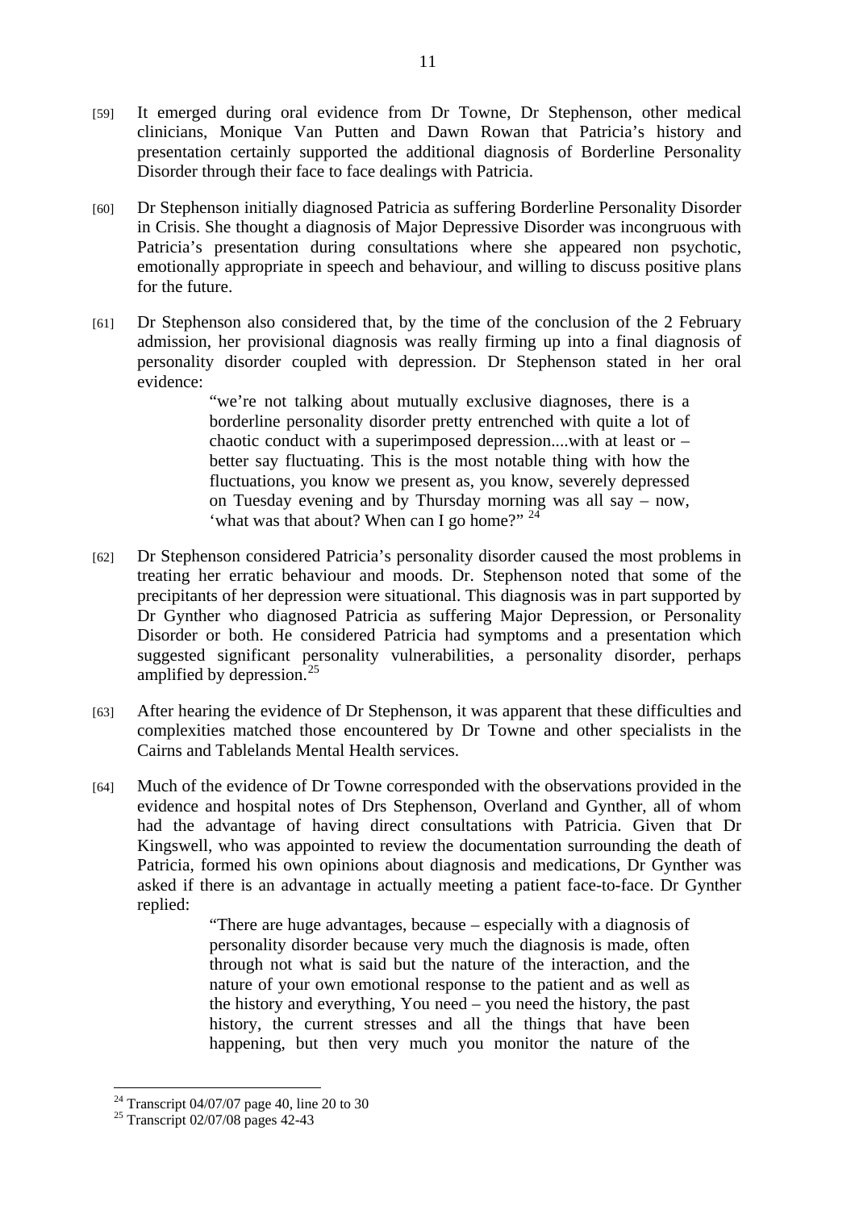[59] It emerged during oral evidence from Dr Towne, Dr Stephenson, other medical clinicians, Monique Van Putten and Dawn Rowan that Patricia's history and presentation certainly supported the additional diagnosis of Borderline Personality Disorder through their face to face dealings with Patricia.

[60] Dr Stephenson initially diagnosed Patricia as suffering Borderline Personality Disorder in Crisis. She thought a diagnosis of Major Depressive Disorder was incongruous with Patricia's presentation during consultations where she appeared non psychotic, emotionally appropriate in speech and behaviour, and willing to discuss positive plans for the future.

[61] Dr Stephenson also considered that, by the time of the conclusion of the 2 February admission, her provisional diagnosis was really firming up into a final diagnosis of personality disorder coupled with depression. Dr Stephenson stated in her oral evidence:

> "we're not talking about mutually exclusive diagnoses, there is a borderline personality disorder pretty entrenched with quite a lot of chaotic conduct with a superimposed depression....with at least or – better say fluctuating. This is the most notable thing with how the fluctuations, you know we present as, you know, severely depressed on Tuesday evening and by Thursday morning was all say – now, 'what was that about? When can I go home?" [24]

[62] Dr Stephenson considered Patricia's personality disorder caused the most problems in treating her erratic behaviour and moods. Dr. Stephenson noted that some of the precipitants of her depression were situational. This diagnosis was in part supported by Dr Gynther who diagnosed Patricia as suffering Major Depression, or Personality Disorder or both. He considered Patricia had symptoms and a presentation which suggested significant personality vulnerabilities, a personality disorder, perhaps amplified by depression.[25]

[63] After hearing the evidence of Dr Stephenson, it was apparent that these difficulties and complexities matched those encountered by Dr Towne and other specialists in the Cairns and Tablelands Mental Health services.

[64] Much of the evidence of Dr Towne corresponded with the observations provided in the evidence and hospital notes of Drs Stephenson, Overland and Gynther, all of whom had the advantage of having direct consultations with Patricia. Given that Dr Kingswell, who was appointed to review the documentation surrounding the death of Patricia, formed his own opinions about diagnosis and medications, Dr Gynther was asked if there is an advantage in actually meeting a patient face-to-face. Dr Gynther replied:

> "There are huge advantages, because – especially with a diagnosis of personality disorder because very much the diagnosis is made, often through not what is said but the nature of the interaction, and the nature of your own emotional response to the patient and as well as the history and everything, You need – you need the history, the past history, the current stresses and all the things that have been happening, but then very much you monitor the nature of the

---

[24] Transcript 04/07/07 page 40, line 20 to 30

[25] Transcript 02/07/08 pages 42-43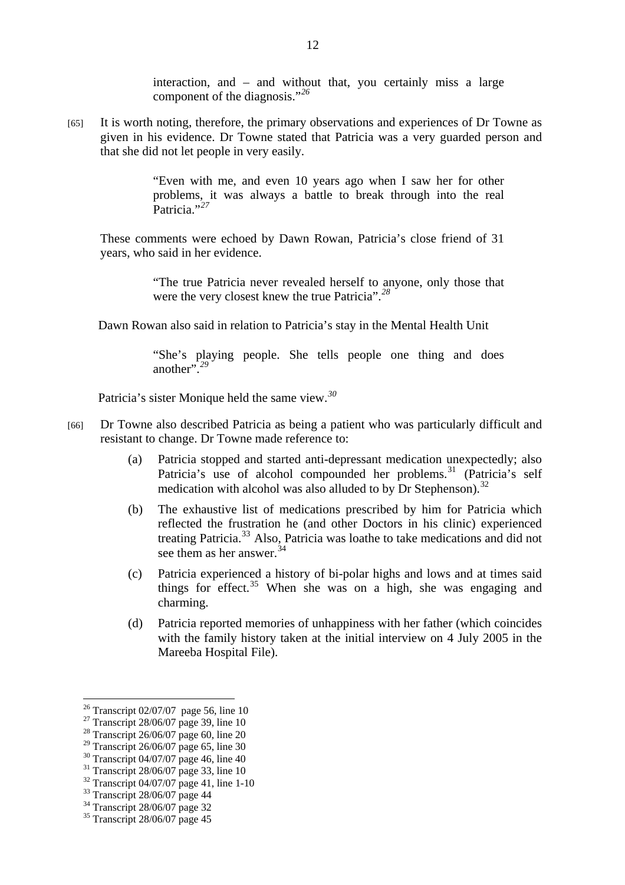> interaction, and – and without that, you certainly miss a large component of the diagnosis."[26]

[65] It is worth noting, therefore, the primary observations and experiences of Dr Towne as given in his evidence. Dr Towne stated that Patricia was a very guarded person and that she did not let people in very easily.

> "Even with me, and even 10 years ago when I saw her for other problems, it was always a battle to break through into the real Patricia."[27]

These comments were echoed by Dawn Rowan, Patricia's close friend of 31 years, who said in her evidence.

> "The true Patricia never revealed herself to anyone, only those that were the very closest knew the true Patricia".[28]

Dawn Rowan also said in relation to Patricia's stay in the Mental Health Unit

> "She's playing people. She tells people one thing and does another".[29]

Patricia's sister Monique held the same view.[30]

[66] Dr Towne also described Patricia as being a patient who was particularly difficult and resistant to change. Dr Towne made reference to:

(a) Patricia stopped and started anti-depressant medication unexpectedly; also Patricia's use of alcohol compounded her problems.[31] (Patricia's self medication with alcohol was also alluded to by Dr Stephenson).[32]

(b) The exhaustive list of medications prescribed by him for Patricia which reflected the frustration he (and other Doctors in his clinic) experienced treating Patricia.[33] Also, Patricia was loathe to take medications and did not see them as her answer.[34]

(c) Patricia experienced a history of bi-polar highs and lows and at times said things for effect.[35] When she was on a high, she was engaging and charming.

(d) Patricia reported memories of unhappiness with her father (which coincides with the family history taken at the initial interview on 4 July 2005 in the Mareeba Hospital File).

---

[26] Transcript 02/07/07 page 56, line 10
[27] Transcript 28/06/07 page 39, line 10
[28] Transcript 26/06/07 page 60, line 20
[29] Transcript 26/06/07 page 65, line 30
[30] Transcript 04/07/07 page 46, line 40
[31] Transcript 28/06/07 page 33, line 10
[32] Transcript 04/07/07 page 41, line 1-10
[33] Transcript 28/06/07 page 44
[34] Transcript 28/06/07 page 32
[35] Transcript 28/06/07 page 45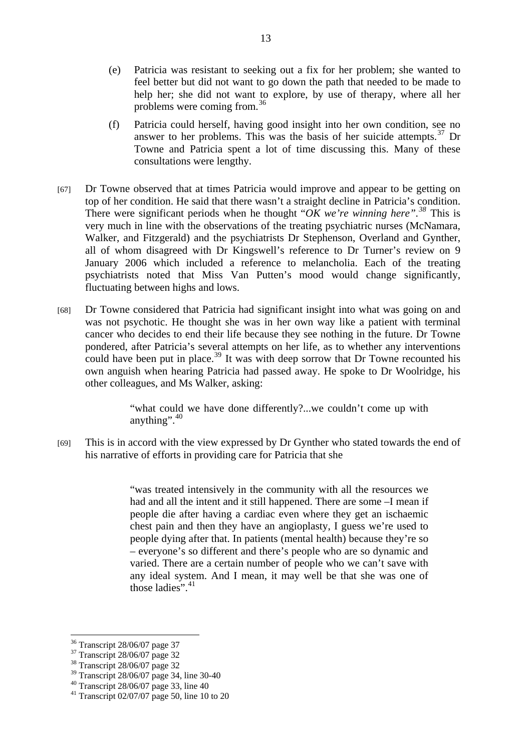(e) Patricia was resistant to seeking out a fix for her problem; she wanted to feel better but did not want to go down the path that needed to be made to help her; she did not want to explore, by use of therapy, where all her problems were coming from.[36]

(f) Patricia could herself, having good insight into her own condition, see no answer to her problems. This was the basis of her suicide attempts.[37] Dr Towne and Patricia spent a lot of time discussing this. Many of these consultations were lengthy.

[67] Dr Towne observed that at times Patricia would improve and appear to be getting on top of her condition. He said that there wasn't a straight decline in Patricia's condition. There were significant periods when he thought "*OK we're winning here*".[38] This is very much in line with the observations of the treating psychiatric nurses (McNamara, Walker, and Fitzgerald) and the psychiatrists Dr Stephenson, Overland and Gynther, all of whom disagreed with Dr Kingswell's reference to Dr Turner's review on 9 January 2006 which included a reference to melancholia. Each of the treating psychiatrists noted that Miss Van Putten's mood would change significantly, fluctuating between highs and lows.

[68] Dr Towne considered that Patricia had significant insight into what was going on and was not psychotic. He thought she was in her own way like a patient with terminal cancer who decides to end their life because they see nothing in the future. Dr Towne pondered, after Patricia's several attempts on her life, as to whether any interventions could have been put in place.[39] It was with deep sorrow that Dr Towne recounted his own anguish when hearing Patricia had passed away. He spoke to Dr Woolridge, his other colleagues, and Ms Walker, asking:

> "what could we have done differently?...we couldn't come up with anything".[40]

[69] This is in accord with the view expressed by Dr Gynther who stated towards the end of his narrative of efforts in providing care for Patricia that she

> "was treated intensively in the community with all the resources we had and all the intent and it still happened. There are some –I mean if people die after having a cardiac even where they get an ischaemic chest pain and then they have an angioplasty, I guess we're used to people dying after that. In patients (mental health) because they're so – everyone's so different and there's people who are so dynamic and varied. There are a certain number of people who we can't save with any ideal system. And I mean, it may well be that she was one of those ladies".[41]

---

[36] Transcript 28/06/07 page 37
[37] Transcript 28/06/07 page 32
[38] Transcript 28/06/07 page 32
[39] Transcript 28/06/07 page 34, line 30-40
[40] Transcript 28/06/07 page 33, line 40
[41] Transcript 02/07/07 page 50, line 10 to 20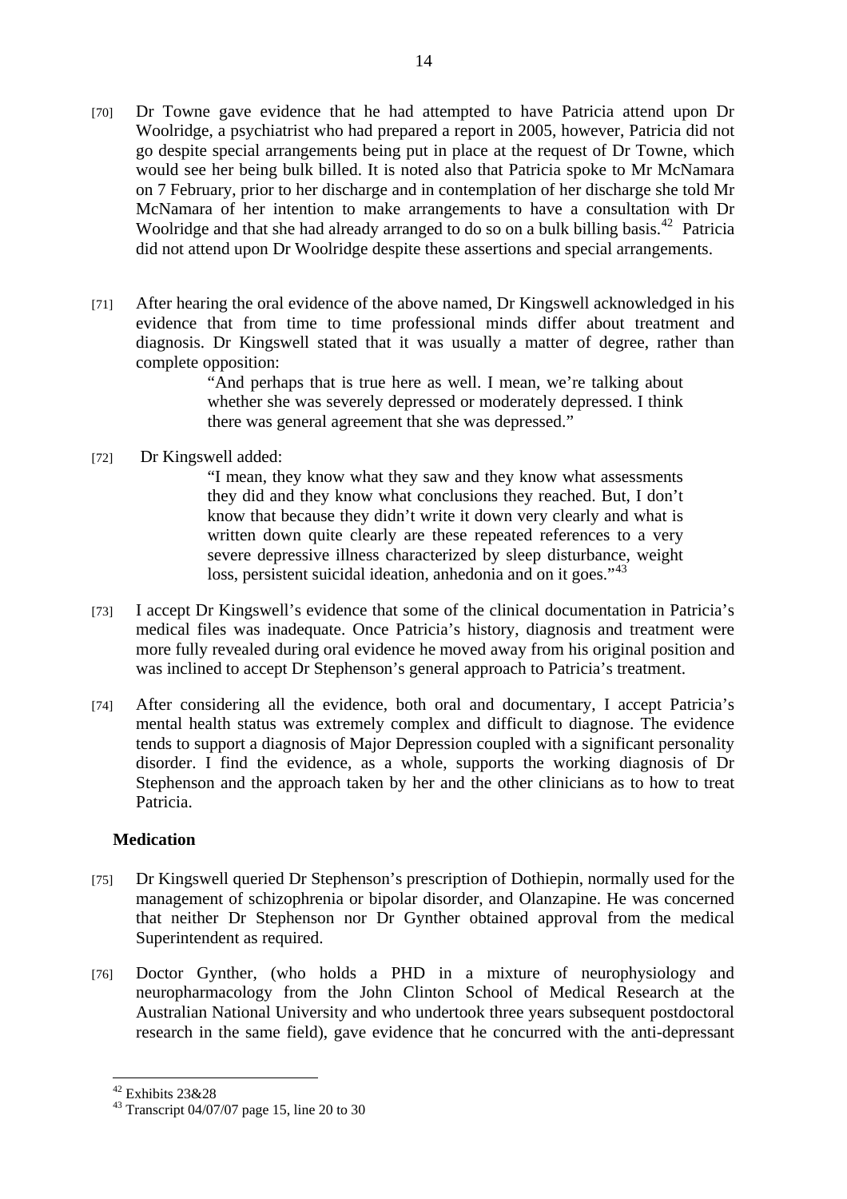[70] Dr Towne gave evidence that he had attempted to have Patricia attend upon Dr Woolridge, a psychiatrist who had prepared a report in 2005, however, Patricia did not go despite special arrangements being put in place at the request of Dr Towne, which would see her being bulk billed. It is noted also that Patricia spoke to Mr McNamara on 7 February, prior to her discharge and in contemplation of her discharge she told Mr McNamara of her intention to make arrangements to have a consultation with Dr Woolridge and that she had already arranged to do so on a bulk billing basis.[42] Patricia did not attend upon Dr Woolridge despite these assertions and special arrangements.

[71] After hearing the oral evidence of the above named, Dr Kingswell acknowledged in his evidence that from time to time professional minds differ about treatment and diagnosis. Dr Kingswell stated that it was usually a matter of degree, rather than complete opposition:

> "And perhaps that is true here as well. I mean, we're talking about whether she was severely depressed or moderately depressed. I think there was general agreement that she was depressed."

[72] Dr Kingswell added:

> "I mean, they know what they saw and they know what assessments they did and they know what conclusions they reached. But, I don't know that because they didn't write it down very clearly and what is written down quite clearly are these repeated references to a very severe depressive illness characterized by sleep disturbance, weight loss, persistent suicidal ideation, anhedonia and on it goes."[43]

[73] I accept Dr Kingswell's evidence that some of the clinical documentation in Patricia's medical files was inadequate. Once Patricia's history, diagnosis and treatment were more fully revealed during oral evidence he moved away from his original position and was inclined to accept Dr Stephenson's general approach to Patricia's treatment.

[74] After considering all the evidence, both oral and documentary, I accept Patricia's mental health status was extremely complex and difficult to diagnose. The evidence tends to support a diagnosis of Major Depression coupled with a significant personality disorder. I find the evidence, as a whole, supports the working diagnosis of Dr Stephenson and the approach taken by her and the other clinicians as to how to treat Patricia.

**Medication**

[75] Dr Kingswell queried Dr Stephenson's prescription of Dothiepin, normally used for the management of schizophrenia or bipolar disorder, and Olanzapine. He was concerned that neither Dr Stephenson nor Dr Gynther obtained approval from the medical Superintendent as required.

[76] Doctor Gynther, (who holds a PHD in a mixture of neurophysiology and neuropharmacology from the John Clinton School of Medical Research at the Australian National University and who undertook three years subsequent postdoctoral research in the same field), gave evidence that he concurred with the anti-depressant

---

[42] Exhibits 23&28

[43] Transcript 04/07/07 page 15, line 20 to 30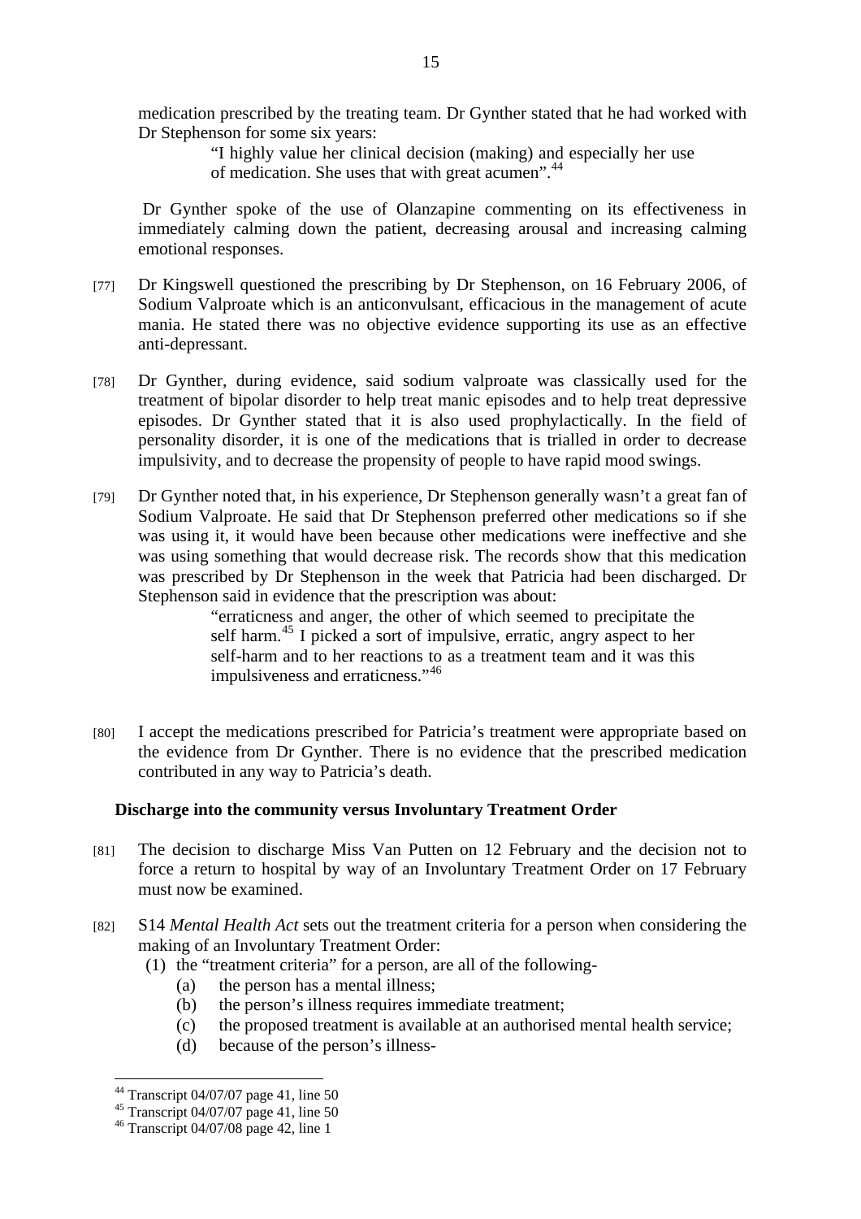medication prescribed by the treating team. Dr Gynther stated that he had worked with Dr Stephenson for some six years:

> "I highly value her clinical decision (making) and especially her use of medication. She uses that with great acumen".[44]

Dr Gynther spoke of the use of Olanzapine commenting on its effectiveness in immediately calming down the patient, decreasing arousal and increasing calming emotional responses.

[77] Dr Kingswell questioned the prescribing by Dr Stephenson, on 16 February 2006, of Sodium Valproate which is an anticonvulsant, efficacious in the management of acute mania. He stated there was no objective evidence supporting its use as an effective anti-depressant.

[78] Dr Gynther, during evidence, said sodium valproate was classically used for the treatment of bipolar disorder to help treat manic episodes and to help treat depressive episodes. Dr Gynther stated that it is also used prophylactically. In the field of personality disorder, it is one of the medications that is trialled in order to decrease impulsivity, and to decrease the propensity of people to have rapid mood swings.

[79] Dr Gynther noted that, in his experience, Dr Stephenson generally wasn't a great fan of Sodium Valproate. He said that Dr Stephenson preferred other medications so if she was using it, it would have been because other medications were ineffective and she was using something that would decrease risk. The records show that this medication was prescribed by Dr Stephenson in the week that Patricia had been discharged. Dr Stephenson said in evidence that the prescription was about:

> "erraticness and anger, the other of which seemed to precipitate the self harm.[45] I picked a sort of impulsive, erratic, angry aspect to her self-harm and to her reactions to as a treatment team and it was this impulsiveness and erraticness."[46]

[80] I accept the medications prescribed for Patricia's treatment were appropriate based on the evidence from Dr Gynther. There is no evidence that the prescribed medication contributed in any way to Patricia's death.

**Discharge into the community versus Involuntary Treatment Order**

[81] The decision to discharge Miss Van Putten on 12 February and the decision not to force a return to hospital by way of an Involuntary Treatment Order on 17 February must now be examined.

[82] S14 *Mental Health Act* sets out the treatment criteria for a person when considering the making of an Involuntary Treatment Order:

(1) the "treatment criteria" for a person, are all of the following-
  - (a) the person has a mental illness;
  - (b) the person's illness requires immediate treatment;
  - (c) the proposed treatment is available at an authorised mental health service;
  - (d) because of the person's illness-

---

[44] Transcript 04/07/07 page 41, line 50
[45] Transcript 04/07/07 page 41, line 50
[46] Transcript 04/07/08 page 42, line 1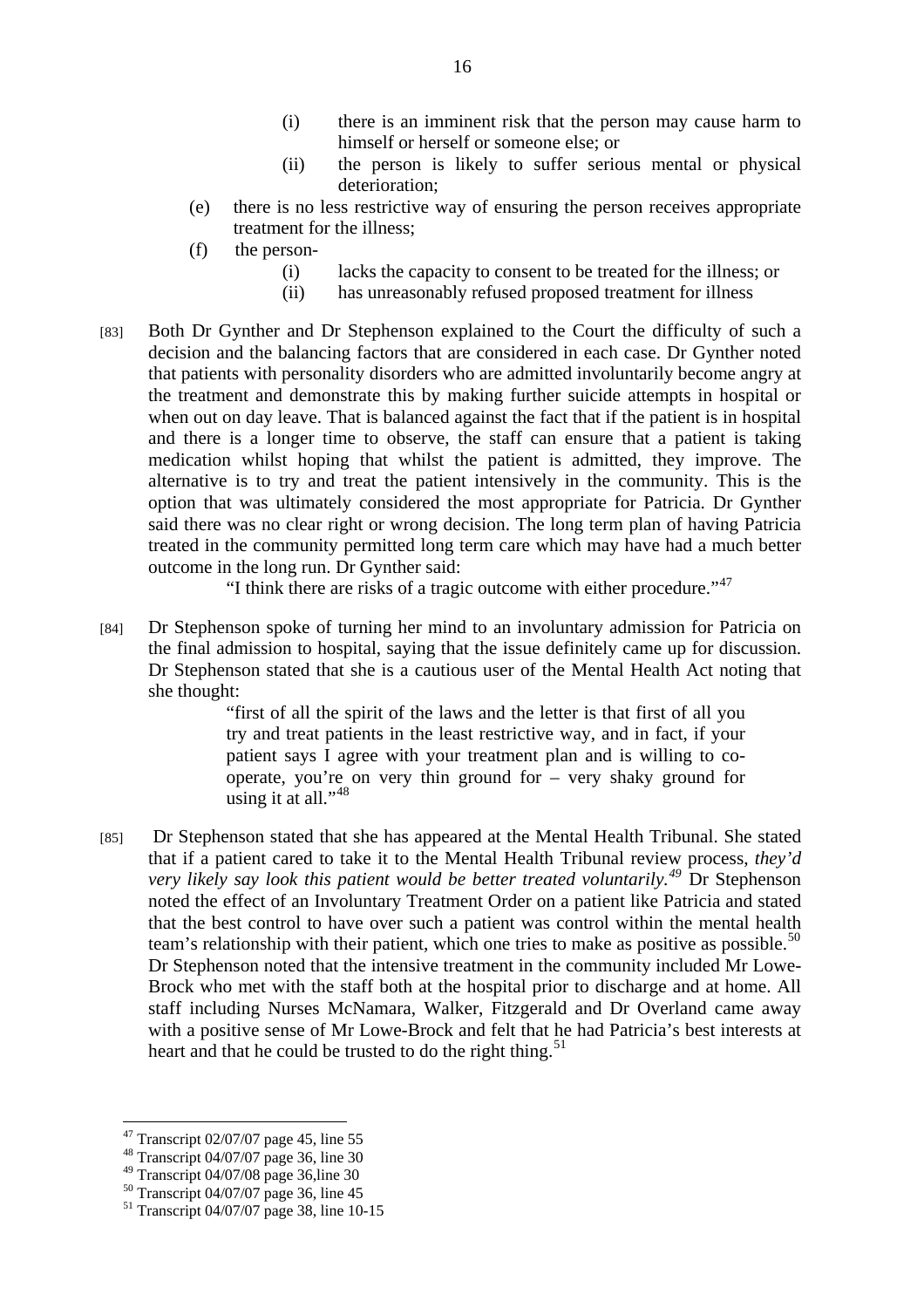(i) there is an imminent risk that the person may cause harm to himself or herself or someone else; or

(ii) the person is likely to suffer serious mental or physical deterioration;

(e) there is no less restrictive way of ensuring the person receives appropriate treatment for the illness;

(f) the person-

(i) lacks the capacity to consent to be treated for the illness; or

(ii) has unreasonably refused proposed treatment for illness

[83] Both Dr Gynther and Dr Stephenson explained to the Court the difficulty of such a decision and the balancing factors that are considered in each case. Dr Gynther noted that patients with personality disorders who are admitted involuntarily become angry at the treatment and demonstrate this by making further suicide attempts in hospital or when out on day leave. That is balanced against the fact that if the patient is in hospital and there is a longer time to observe, the staff can ensure that a patient is taking medication whilst hoping that whilst the patient is admitted, they improve. The alternative is to try and treat the patient intensively in the community. This is the option that was ultimately considered the most appropriate for Patricia. Dr Gynther said there was no clear right or wrong decision. The long term plan of having Patricia treated in the community permitted long term care which may have had a much better outcome in the long run. Dr Gynther said:

> "I think there are risks of a tragic outcome with either procedure."[47]

[84] Dr Stephenson spoke of turning her mind to an involuntary admission for Patricia on the final admission to hospital, saying that the issue definitely came up for discussion. Dr Stephenson stated that she is a cautious user of the Mental Health Act noting that she thought:

> "first of all the spirit of the laws and the letter is that first of all you try and treat patients in the least restrictive way, and in fact, if your patient says I agree with your treatment plan and is willing to co-operate, you're on very thin ground for – very shaky ground for using it at all."[48]

[85] Dr Stephenson stated that she has appeared at the Mental Health Tribunal. She stated that if a patient cared to take it to the Mental Health Tribunal review process, *they'd very likely say look this patient would be better treated voluntarily.*[49] Dr Stephenson noted the effect of an Involuntary Treatment Order on a patient like Patricia and stated that the best control to have over such a patient was control within the mental health team's relationship with their patient, which one tries to make as positive as possible.[50] Dr Stephenson noted that the intensive treatment in the community included Mr Lowe-Brock who met with the staff both at the hospital prior to discharge and at home. All staff including Nurses McNamara, Walker, Fitzgerald and Dr Overland came away with a positive sense of Mr Lowe-Brock and felt that he had Patricia's best interests at heart and that he could be trusted to do the right thing.[51]

---

[47] Transcript 02/07/07 page 45, line 55

[48] Transcript 04/07/07 page 36, line 30

[49] Transcript 04/07/08 page 36,line 30

[50] Transcript 04/07/07 page 36, line 45

[51] Transcript 04/07/07 page 38, line 10-15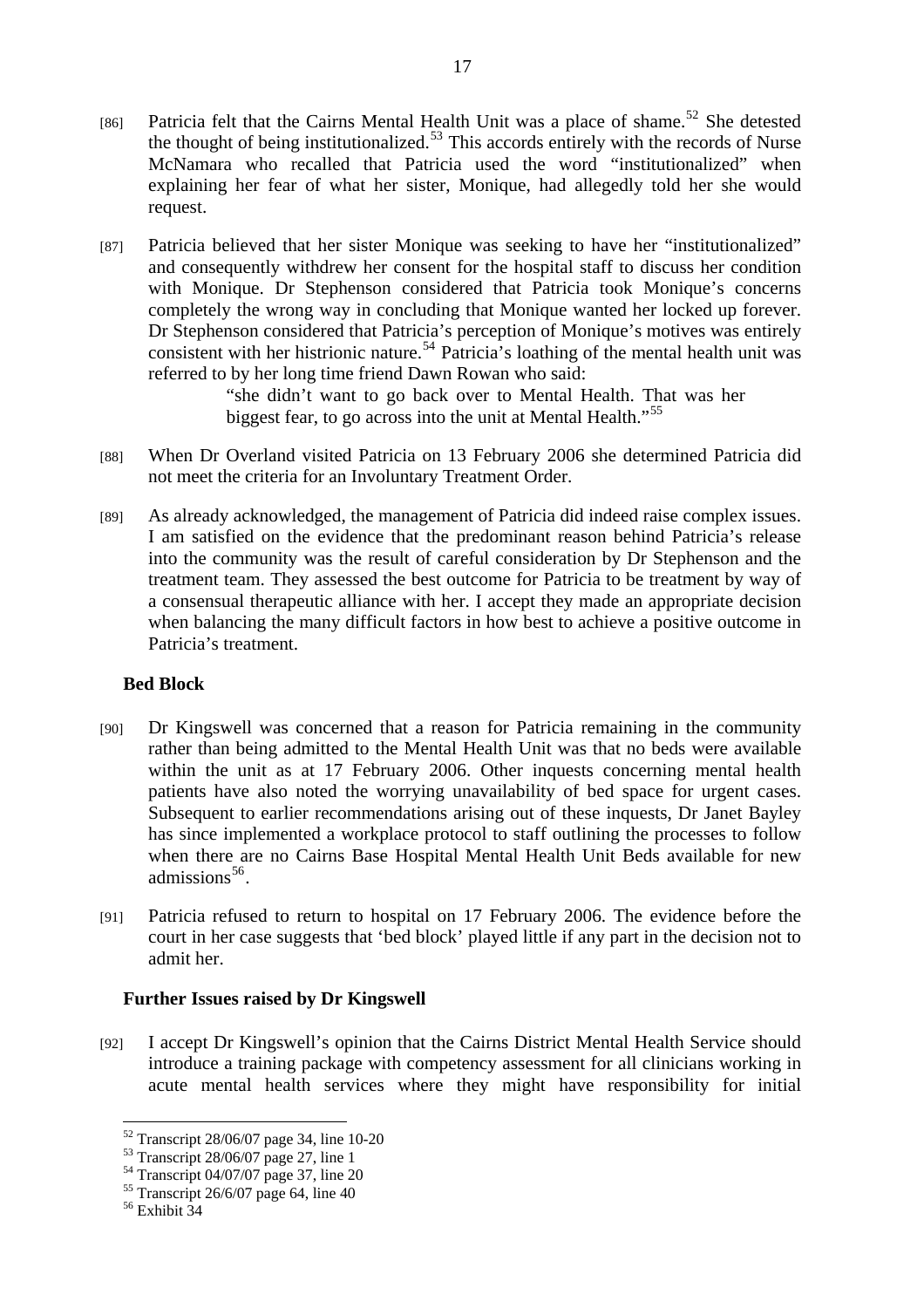[86] Patricia felt that the Cairns Mental Health Unit was a place of shame.[52] She detested the thought of being institutionalized.[53] This accords entirely with the records of Nurse McNamara who recalled that Patricia used the word "institutionalized" when explaining her fear of what her sister, Monique, had allegedly told her she would request.

[87] Patricia believed that her sister Monique was seeking to have her "institutionalized" and consequently withdrew her consent for the hospital staff to discuss her condition with Monique. Dr Stephenson considered that Patricia took Monique's concerns completely the wrong way in concluding that Monique wanted her locked up forever. Dr Stephenson considered that Patricia's perception of Monique's motives was entirely consistent with her histrionic nature.[54] Patricia's loathing of the mental health unit was referred to by her long time friend Dawn Rowan who said:

> "she didn't want to go back over to Mental Health. That was her biggest fear, to go across into the unit at Mental Health."[55]

[88] When Dr Overland visited Patricia on 13 February 2006 she determined Patricia did not meet the criteria for an Involuntary Treatment Order.

[89] As already acknowledged, the management of Patricia did indeed raise complex issues. I am satisfied on the evidence that the predominant reason behind Patricia's release into the community was the result of careful consideration by Dr Stephenson and the treatment team. They assessed the best outcome for Patricia to be treatment by way of a consensual therapeutic alliance with her. I accept they made an appropriate decision when balancing the many difficult factors in how best to achieve a positive outcome in Patricia's treatment.

### Bed Block

[90] Dr Kingswell was concerned that a reason for Patricia remaining in the community rather than being admitted to the Mental Health Unit was that no beds were available within the unit as at 17 February 2006. Other inquests concerning mental health patients have also noted the worrying unavailability of bed space for urgent cases. Subsequent to earlier recommendations arising out of these inquests, Dr Janet Bayley has since implemented a workplace protocol to staff outlining the processes to follow when there are no Cairns Base Hospital Mental Health Unit Beds available for new admissions[56].

[91] Patricia refused to return to hospital on 17 February 2006. The evidence before the court in her case suggests that 'bed block' played little if any part in the decision not to admit her.

### Further Issues raised by Dr Kingswell

[92] I accept Dr Kingswell's opinion that the Cairns District Mental Health Service should introduce a training package with competency assessment for all clinicians working in acute mental health services where they might have responsibility for initial

---

[52] Transcript 28/06/07 page 34, line 10-20
[53] Transcript 28/06/07 page 27, line 1
[54] Transcript 04/07/07 page 37, line 20
[55] Transcript 26/6/07 page 64, line 40
[56] Exhibit 34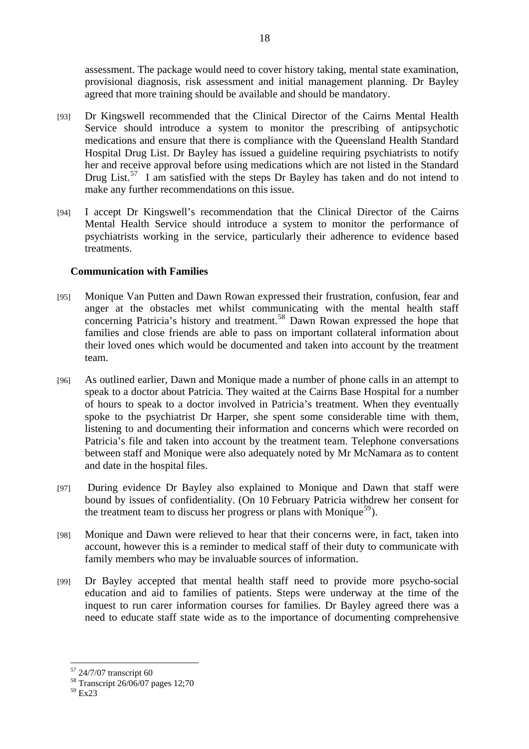assessment. The package would need to cover history taking, mental state examination, provisional diagnosis, risk assessment and initial management planning. Dr Bayley agreed that more training should be available and should be mandatory.

[93] Dr Kingswell recommended that the Clinical Director of the Cairns Mental Health Service should introduce a system to monitor the prescribing of antipsychotic medications and ensure that there is compliance with the Queensland Health Standard Hospital Drug List. Dr Bayley has issued a guideline requiring psychiatrists to notify her and receive approval before using medications which are not listed in the Standard Drug List.[57] I am satisfied with the steps Dr Bayley has taken and do not intend to make any further recommendations on this issue.

[94] I accept Dr Kingswell's recommendation that the Clinical Director of the Cairns Mental Health Service should introduce a system to monitor the performance of psychiatrists working in the service, particularly their adherence to evidence based treatments.

**Communication with Families**

[95] Monique Van Putten and Dawn Rowan expressed their frustration, confusion, fear and anger at the obstacles met whilst communicating with the mental health staff concerning Patricia's history and treatment.[58] Dawn Rowan expressed the hope that families and close friends are able to pass on important collateral information about their loved ones which would be documented and taken into account by the treatment team.

[96] As outlined earlier, Dawn and Monique made a number of phone calls in an attempt to speak to a doctor about Patricia. They waited at the Cairns Base Hospital for a number of hours to speak to a doctor involved in Patricia's treatment. When they eventually spoke to the psychiatrist Dr Harper, she spent some considerable time with them, listening to and documenting their information and concerns which were recorded on Patricia's file and taken into account by the treatment team. Telephone conversations between staff and Monique were also adequately noted by Mr McNamara as to content and date in the hospital files.

[97] During evidence Dr Bayley also explained to Monique and Dawn that staff were bound by issues of confidentiality. (On 10 February Patricia withdrew her consent for the treatment team to discuss her progress or plans with Monique[59]).

[98] Monique and Dawn were relieved to hear that their concerns were, in fact, taken into account, however this is a reminder to medical staff of their duty to communicate with family members who may be invaluable sources of information.

[99] Dr Bayley accepted that mental health staff need to provide more psycho-social education and aid to families of patients. Steps were underway at the time of the inquest to run carer information courses for families. Dr Bayley agreed there was a need to educate staff state wide as to the importance of documenting comprehensive

---

[57] 24/7/07 transcript 60

[58] Transcript 26/06/07 pages 12;70

[59] Ex23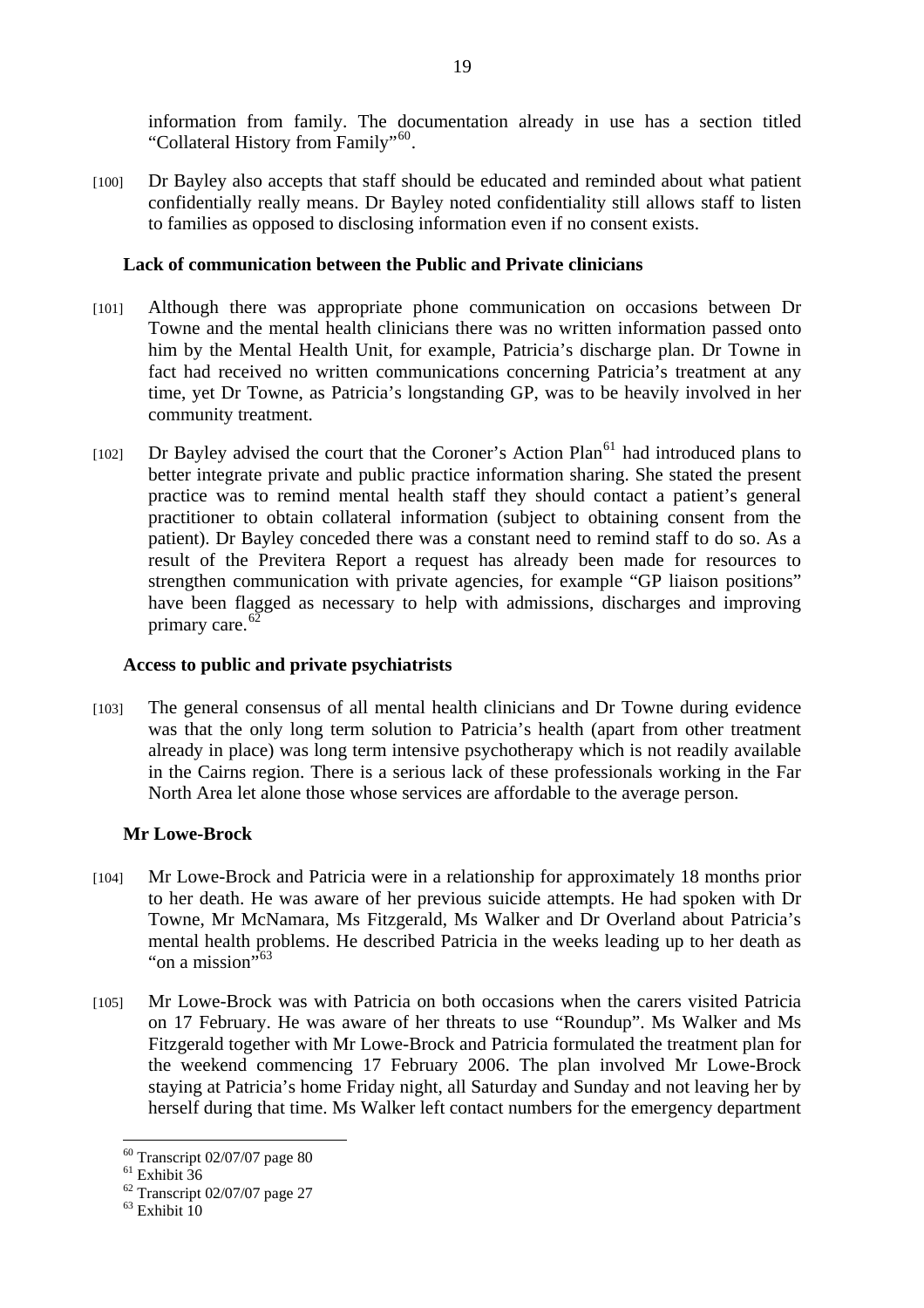information from family. The documentation already in use has a section titled "Collateral History from Family"[60].

[100] Dr Bayley also accepts that staff should be educated and reminded about what patient confidentially really means. Dr Bayley noted confidentiality still allows staff to listen to families as opposed to disclosing information even if no consent exists.

**Lack of communication between the Public and Private clinicians**

[101] Although there was appropriate phone communication on occasions between Dr Towne and the mental health clinicians there was no written information passed onto him by the Mental Health Unit, for example, Patricia's discharge plan. Dr Towne in fact had received no written communications concerning Patricia's treatment at any time, yet Dr Towne, as Patricia's longstanding GP, was to be heavily involved in her community treatment.

[102] Dr Bayley advised the court that the Coroner's Action Plan[61] had introduced plans to better integrate private and public practice information sharing. She stated the present practice was to remind mental health staff they should contact a patient's general practitioner to obtain collateral information (subject to obtaining consent from the patient). Dr Bayley conceded there was a constant need to remind staff to do so. As a result of the Previtera Report a request has already been made for resources to strengthen communication with private agencies, for example "GP liaison positions" have been flagged as necessary to help with admissions, discharges and improving primary care.[62]

**Access to public and private psychiatrists**

[103] The general consensus of all mental health clinicians and Dr Towne during evidence was that the only long term solution to Patricia's health (apart from other treatment already in place) was long term intensive psychotherapy which is not readily available in the Cairns region. There is a serious lack of these professionals working in the Far North Area let alone those whose services are affordable to the average person.

**Mr Lowe-Brock**

[104] Mr Lowe-Brock and Patricia were in a relationship for approximately 18 months prior to her death. He was aware of her previous suicide attempts. He had spoken with Dr Towne, Mr McNamara, Ms Fitzgerald, Ms Walker and Dr Overland about Patricia's mental health problems. He described Patricia in the weeks leading up to her death as "on a mission"[63]

[105] Mr Lowe-Brock was with Patricia on both occasions when the carers visited Patricia on 17 February. He was aware of her threats to use "Roundup". Ms Walker and Ms Fitzgerald together with Mr Lowe-Brock and Patricia formulated the treatment plan for the weekend commencing 17 February 2006. The plan involved Mr Lowe-Brock staying at Patricia's home Friday night, all Saturday and Sunday and not leaving her by herself during that time. Ms Walker left contact numbers for the emergency department

---

[60] Transcript 02/07/07 page 80

[61] Exhibit 36

[62] Transcript 02/07/07 page 27

[63] Exhibit 10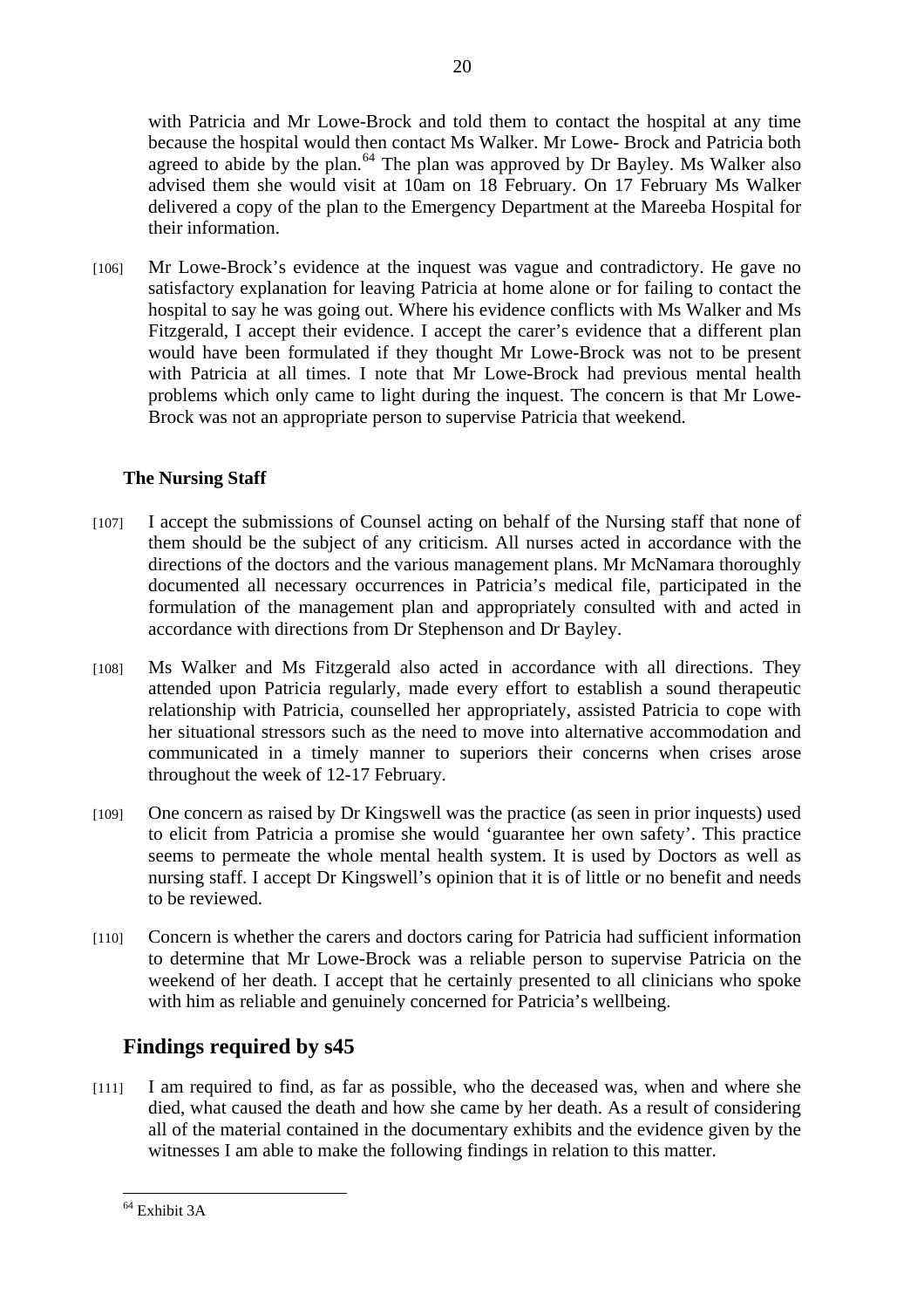with Patricia and Mr Lowe-Brock and told them to contact the hospital at any time because the hospital would then contact Ms Walker. Mr Lowe- Brock and Patricia both agreed to abide by the plan.[64] The plan was approved by Dr Bayley. Ms Walker also advised them she would visit at 10am on 18 February. On 17 February Ms Walker delivered a copy of the plan to the Emergency Department at the Mareeba Hospital for their information.

[106] Mr Lowe-Brock's evidence at the inquest was vague and contradictory. He gave no satisfactory explanation for leaving Patricia at home alone or for failing to contact the hospital to say he was going out. Where his evidence conflicts with Ms Walker and Ms Fitzgerald, I accept their evidence. I accept the carer's evidence that a different plan would have been formulated if they thought Mr Lowe-Brock was not to be present with Patricia at all times. I note that Mr Lowe-Brock had previous mental health problems which only came to light during the inquest. The concern is that Mr Lowe-Brock was not an appropriate person to supervise Patricia that weekend.

### The Nursing Staff

[107] I accept the submissions of Counsel acting on behalf of the Nursing staff that none of them should be the subject of any criticism. All nurses acted in accordance with the directions of the doctors and the various management plans. Mr McNamara thoroughly documented all necessary occurrences in Patricia's medical file, participated in the formulation of the management plan and appropriately consulted with and acted in accordance with directions from Dr Stephenson and Dr Bayley.

[108] Ms Walker and Ms Fitzgerald also acted in accordance with all directions. They attended upon Patricia regularly, made every effort to establish a sound therapeutic relationship with Patricia, counselled her appropriately, assisted Patricia to cope with her situational stressors such as the need to move into alternative accommodation and communicated in a timely manner to superiors their concerns when crises arose throughout the week of 12-17 February.

[109] One concern as raised by Dr Kingswell was the practice (as seen in prior inquests) used to elicit from Patricia a promise she would 'guarantee her own safety'. This practice seems to permeate the whole mental health system. It is used by Doctors as well as nursing staff. I accept Dr Kingswell's opinion that it is of little or no benefit and needs to be reviewed.

[110] Concern is whether the carers and doctors caring for Patricia had sufficient information to determine that Mr Lowe-Brock was a reliable person to supervise Patricia on the weekend of her death. I accept that he certainly presented to all clinicians who spoke with him as reliable and genuinely concerned for Patricia's wellbeing.

## Findings required by s45

[111] I am required to find, as far as possible, who the deceased was, when and where she died, what caused the death and how she came by her death. As a result of considering all of the material contained in the documentary exhibits and the evidence given by the witnesses I am able to make the following findings in relation to this matter.

[64] Exhibit 3A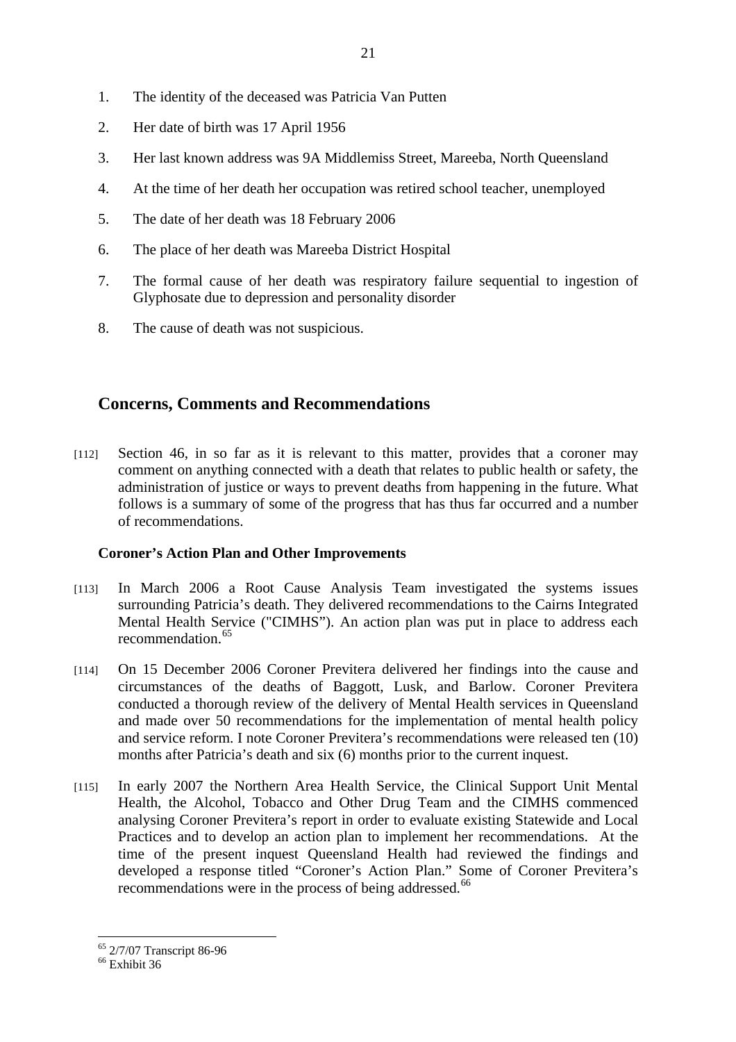1. The identity of the deceased was Patricia Van Putten
2. Her date of birth was 17 April 1956
3. Her last known address was 9A Middlemiss Street, Mareeba, North Queensland
4. At the time of her death her occupation was retired school teacher, unemployed
5. The date of her death was 18 February 2006
6. The place of her death was Mareeba District Hospital
7. The formal cause of her death was respiratory failure sequential to ingestion of Glyphosate due to depression and personality disorder
8. The cause of death was not suspicious.

## Concerns, Comments and Recommendations

[112] Section 46, in so far as it is relevant to this matter, provides that a coroner may comment on anything connected with a death that relates to public health or safety, the administration of justice or ways to prevent deaths from happening in the future. What follows is a summary of some of the progress that has thus far occurred and a number of recommendations.

### Coroner's Action Plan and Other Improvements

[113] In March 2006 a Root Cause Analysis Team investigated the systems issues surrounding Patricia's death. They delivered recommendations to the Cairns Integrated Mental Health Service ("CIMHS"). An action plan was put in place to address each recommendation.[65]

[114] On 15 December 2006 Coroner Previtera delivered her findings into the cause and circumstances of the deaths of Baggott, Lusk, and Barlow. Coroner Previtera conducted a thorough review of the delivery of Mental Health services in Queensland and made over 50 recommendations for the implementation of mental health policy and service reform. I note Coroner Previtera's recommendations were released ten (10) months after Patricia's death and six (6) months prior to the current inquest.

[115] In early 2007 the Northern Area Health Service, the Clinical Support Unit Mental Health, the Alcohol, Tobacco and Other Drug Team and the CIMHS commenced analysing Coroner Previtera's report in order to evaluate existing Statewide and Local Practices and to develop an action plan to implement her recommendations. At the time of the present inquest Queensland Health had reviewed the findings and developed a response titled "Coroner's Action Plan." Some of Coroner Previtera's recommendations were in the process of being addressed.[66]

---

[65] 2/7/07 Transcript 86-96

[66] Exhibit 36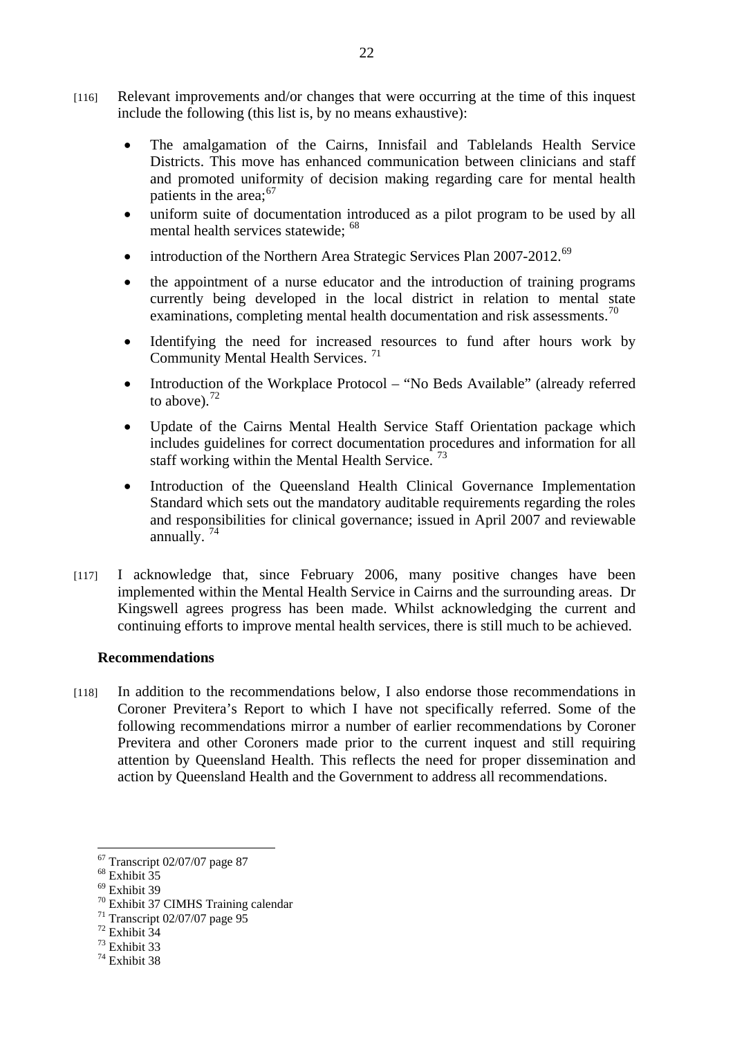[116] Relevant improvements and/or changes that were occurring at the time of this inquest include the following (this list is, by no means exhaustive):

- The amalgamation of the Cairns, Innisfail and Tablelands Health Service Districts. This move has enhanced communication between clinicians and staff and promoted uniformity of decision making regarding care for mental health patients in the area;[67]
- uniform suite of documentation introduced as a pilot program to be used by all mental health services statewide; [68]
- introduction of the Northern Area Strategic Services Plan 2007-2012.[69]
- the appointment of a nurse educator and the introduction of training programs currently being developed in the local district in relation to mental state examinations, completing mental health documentation and risk assessments.[70]
- Identifying the need for increased resources to fund after hours work by Community Mental Health Services. [71]
- Introduction of the Workplace Protocol – "No Beds Available" (already referred to above).[72]
- Update of the Cairns Mental Health Service Staff Orientation package which includes guidelines for correct documentation procedures and information for all staff working within the Mental Health Service. [73]
- Introduction of the Queensland Health Clinical Governance Implementation Standard which sets out the mandatory auditable requirements regarding the roles and responsibilities for clinical governance; issued in April 2007 and reviewable annually. [74]

[117] I acknowledge that, since February 2006, many positive changes have been implemented within the Mental Health Service in Cairns and the surrounding areas. Dr Kingswell agrees progress has been made. Whilst acknowledging the current and continuing efforts to improve mental health services, there is still much to be achieved.

**Recommendations**

[118] In addition to the recommendations below, I also endorse those recommendations in Coroner Previtera's Report to which I have not specifically referred. Some of the following recommendations mirror a number of earlier recommendations by Coroner Previtera and other Coroners made prior to the current inquest and still requiring attention by Queensland Health. This reflects the need for proper dissemination and action by Queensland Health and the Government to address all recommendations.

---

[67] Transcript 02/07/07 page 87
[68] Exhibit 35
[69] Exhibit 39
[70] Exhibit 37 CIMHS Training calendar
[71] Transcript 02/07/07 page 95
[72] Exhibit 34
[73] Exhibit 33
[74] Exhibit 38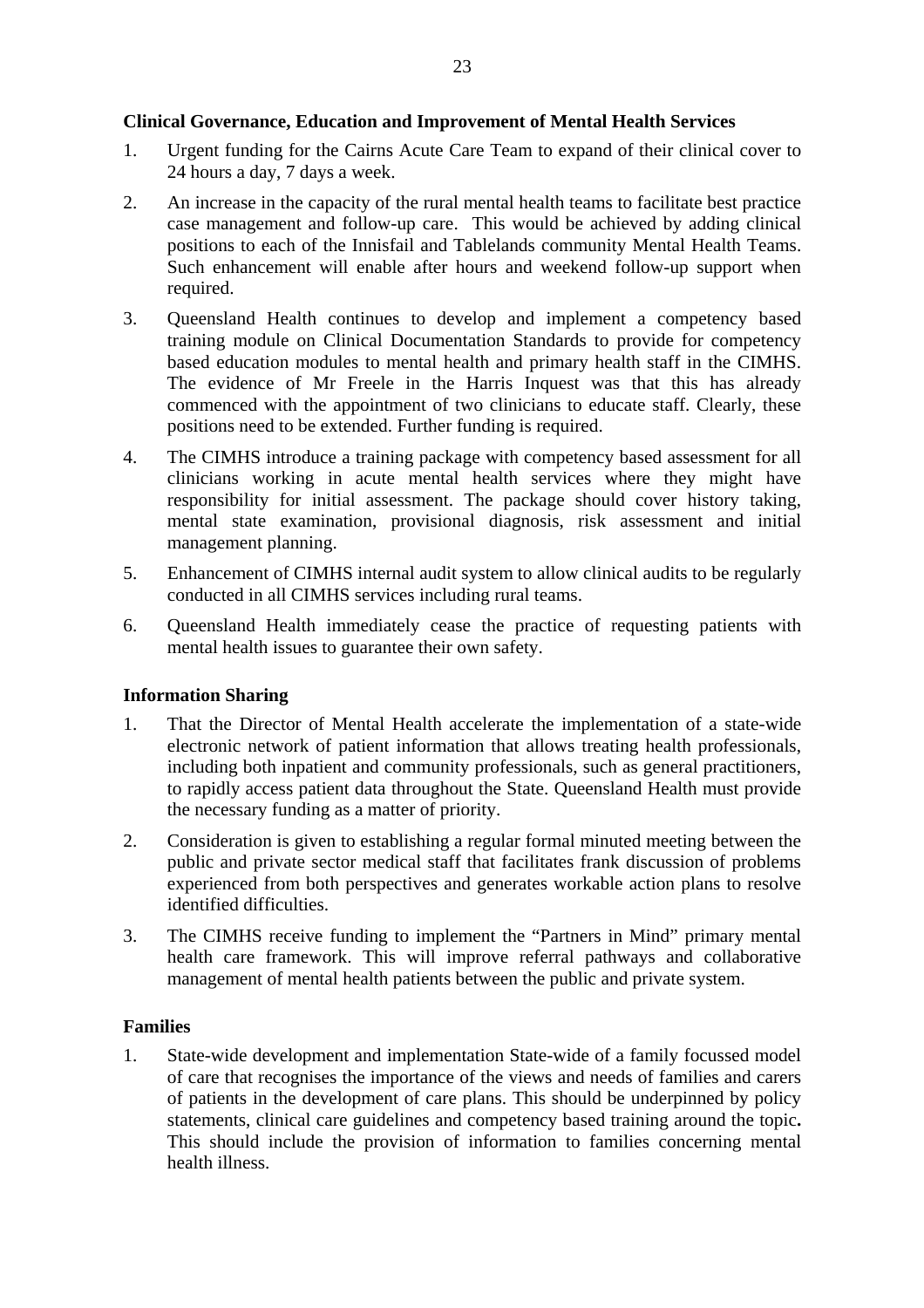**Clinical Governance, Education and Improvement of Mental Health Services**

1. Urgent funding for the Cairns Acute Care Team to expand of their clinical cover to 24 hours a day, 7 days a week.

2. An increase in the capacity of the rural mental health teams to facilitate best practice case management and follow-up care. This would be achieved by adding clinical positions to each of the Innisfail and Tablelands community Mental Health Teams. Such enhancement will enable after hours and weekend follow-up support when required.

3. Queensland Health continues to develop and implement a competency based training module on Clinical Documentation Standards to provide for competency based education modules to mental health and primary health staff in the CIMHS. The evidence of Mr Freele in the Harris Inquest was that this has already commenced with the appointment of two clinicians to educate staff. Clearly, these positions need to be extended. Further funding is required.

4. The CIMHS introduce a training package with competency based assessment for all clinicians working in acute mental health services where they might have responsibility for initial assessment. The package should cover history taking, mental state examination, provisional diagnosis, risk assessment and initial management planning.

5. Enhancement of CIMHS internal audit system to allow clinical audits to be regularly conducted in all CIMHS services including rural teams.

6. Queensland Health immediately cease the practice of requesting patients with mental health issues to guarantee their own safety.

**Information Sharing**

1. That the Director of Mental Health accelerate the implementation of a state-wide electronic network of patient information that allows treating health professionals, including both inpatient and community professionals, such as general practitioners, to rapidly access patient data throughout the State. Queensland Health must provide the necessary funding as a matter of priority.

2. Consideration is given to establishing a regular formal minuted meeting between the public and private sector medical staff that facilitates frank discussion of problems experienced from both perspectives and generates workable action plans to resolve identified difficulties.

3. The CIMHS receive funding to implement the "Partners in Mind" primary mental health care framework. This will improve referral pathways and collaborative management of mental health patients between the public and private system.

**Families**

1. State-wide development and implementation State-wide of a family focussed model of care that recognises the importance of the views and needs of families and carers of patients in the development of care plans. This should be underpinned by policy statements, clinical care guidelines and competency based training around the topic**.** This should include the provision of information to families concerning mental health illness.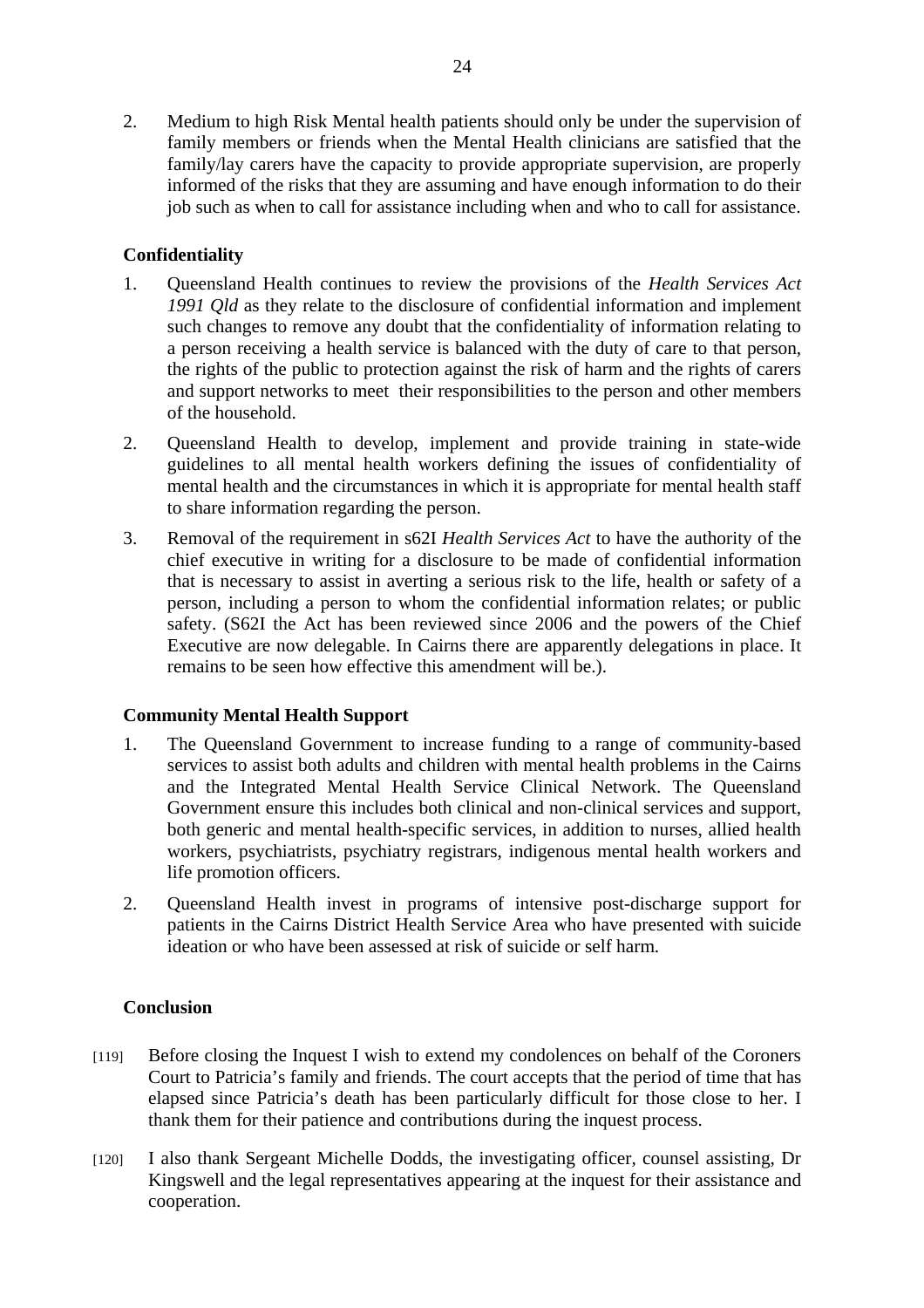2. Medium to high Risk Mental health patients should only be under the supervision of family members or friends when the Mental Health clinicians are satisfied that the family/lay carers have the capacity to provide appropriate supervision, are properly informed of the risks that they are assuming and have enough information to do their job such as when to call for assistance including when and who to call for assistance.

**Confidentiality**

1. Queensland Health continues to review the provisions of the *Health Services Act 1991 Qld* as they relate to the disclosure of confidential information and implement such changes to remove any doubt that the confidentiality of information relating to a person receiving a health service is balanced with the duty of care to that person, the rights of the public to protection against the risk of harm and the rights of carers and support networks to meet their responsibilities to the person and other members of the household.

2. Queensland Health to develop, implement and provide training in state-wide guidelines to all mental health workers defining the issues of confidentiality of mental health and the circumstances in which it is appropriate for mental health staff to share information regarding the person.

3. Removal of the requirement in s62I *Health Services Act* to have the authority of the chief executive in writing for a disclosure to be made of confidential information that is necessary to assist in averting a serious risk to the life, health or safety of a person, including a person to whom the confidential information relates; or public safety. (S62I the Act has been reviewed since 2006 and the powers of the Chief Executive are now delegable. In Cairns there are apparently delegations in place. It remains to be seen how effective this amendment will be.).

**Community Mental Health Support**

1. The Queensland Government to increase funding to a range of community-based services to assist both adults and children with mental health problems in the Cairns and the Integrated Mental Health Service Clinical Network. The Queensland Government ensure this includes both clinical and non-clinical services and support, both generic and mental health-specific services, in addition to nurses, allied health workers, psychiatrists, psychiatry registrars, indigenous mental health workers and life promotion officers.

2. Queensland Health invest in programs of intensive post-discharge support for patients in the Cairns District Health Service Area who have presented with suicide ideation or who have been assessed at risk of suicide or self harm.

**Conclusion**

[119] Before closing the Inquest I wish to extend my condolences on behalf of the Coroners Court to Patricia's family and friends. The court accepts that the period of time that has elapsed since Patricia's death has been particularly difficult for those close to her. I thank them for their patience and contributions during the inquest process.

[120] I also thank Sergeant Michelle Dodds, the investigating officer, counsel assisting, Dr Kingswell and the legal representatives appearing at the inquest for their assistance and cooperation.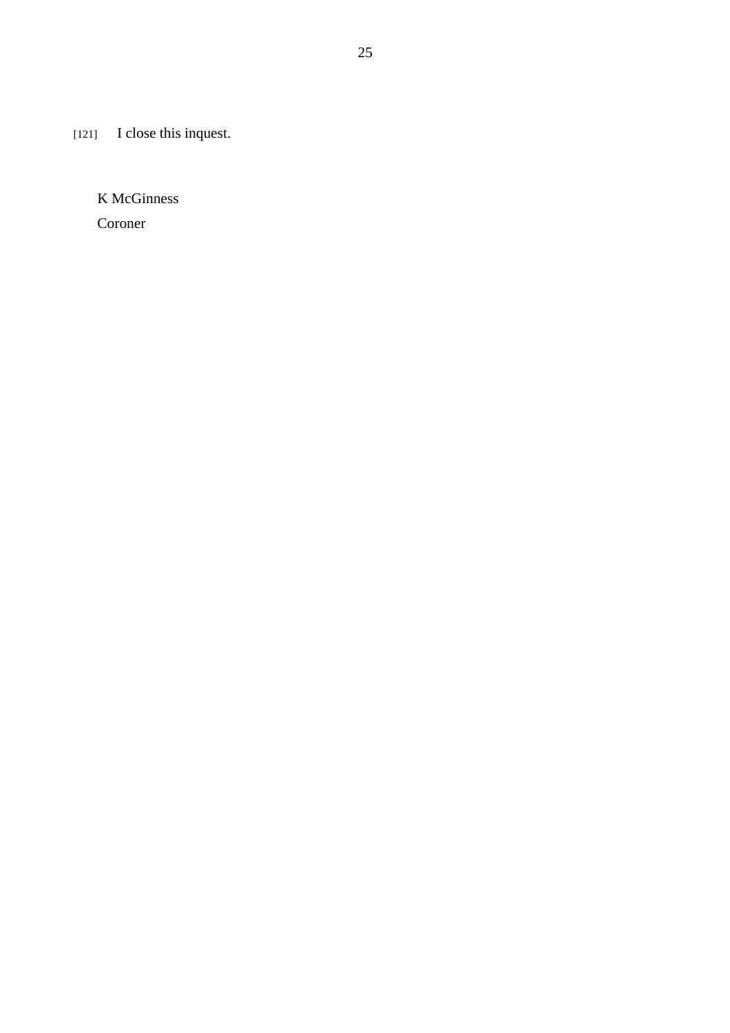[121] I close this inquest.

K McGinness

Coroner